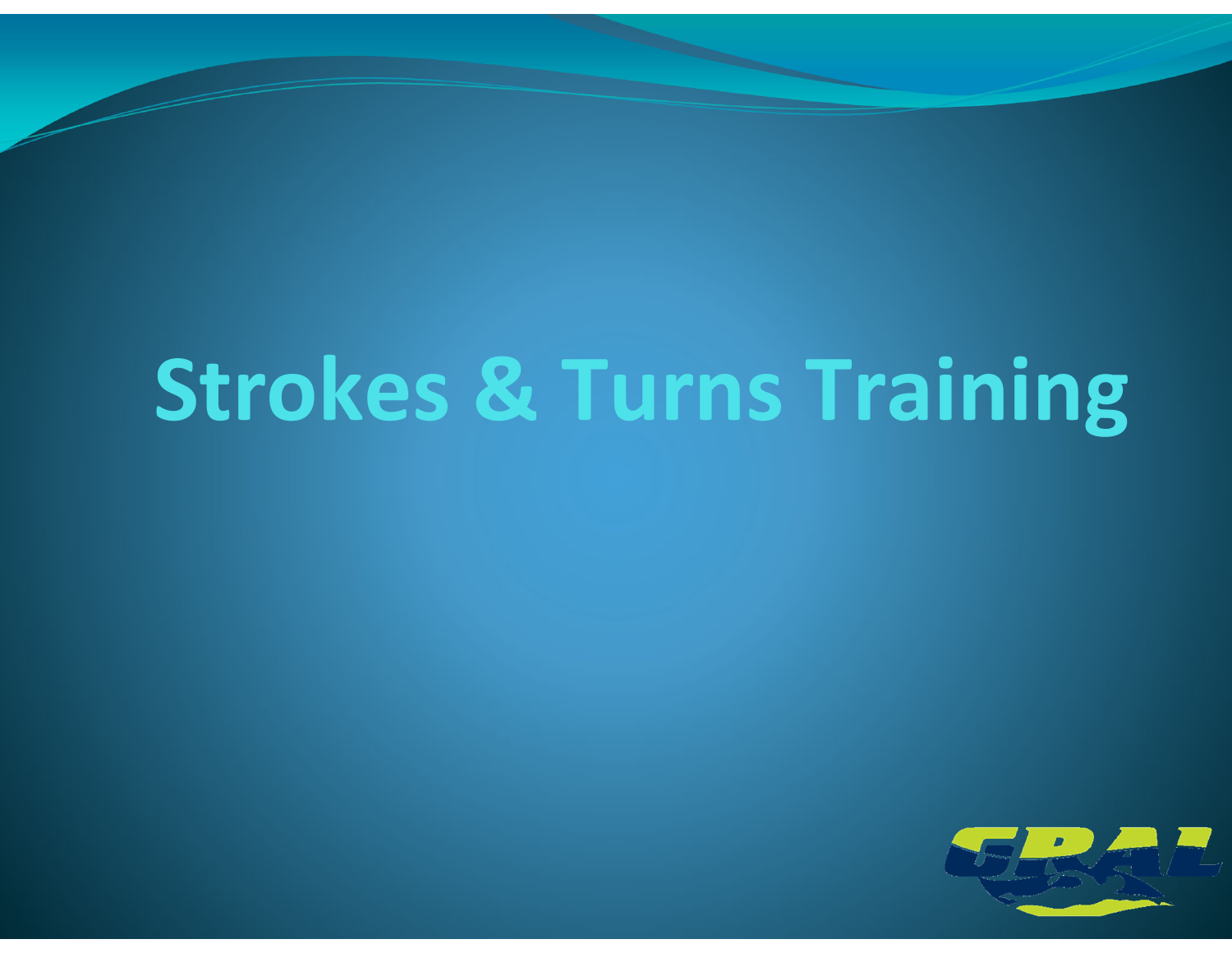# Strokes & Turns Training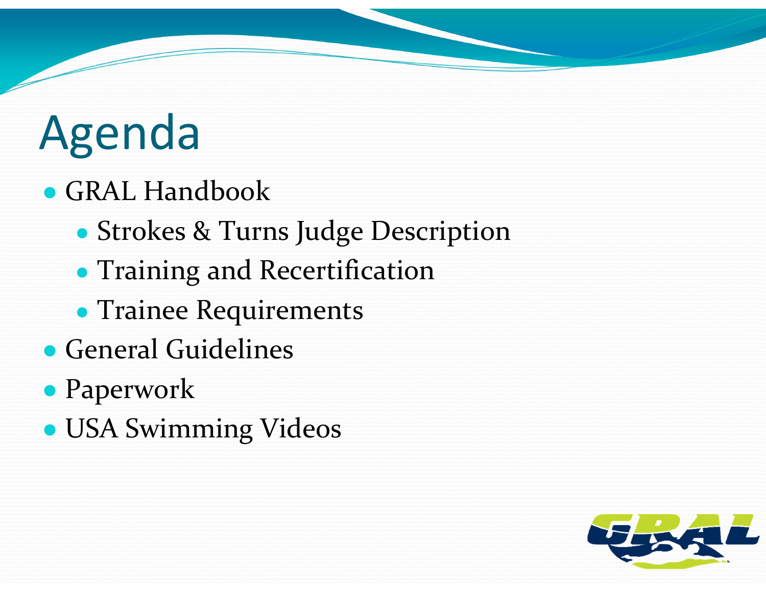# Agenda

- GRAL Handbook
  - Strokes & Turns Judge Description
  - Training and Recertification
  - Trainee Requirements
- General Guidelines
- Paperwork
- USA Swimming Videos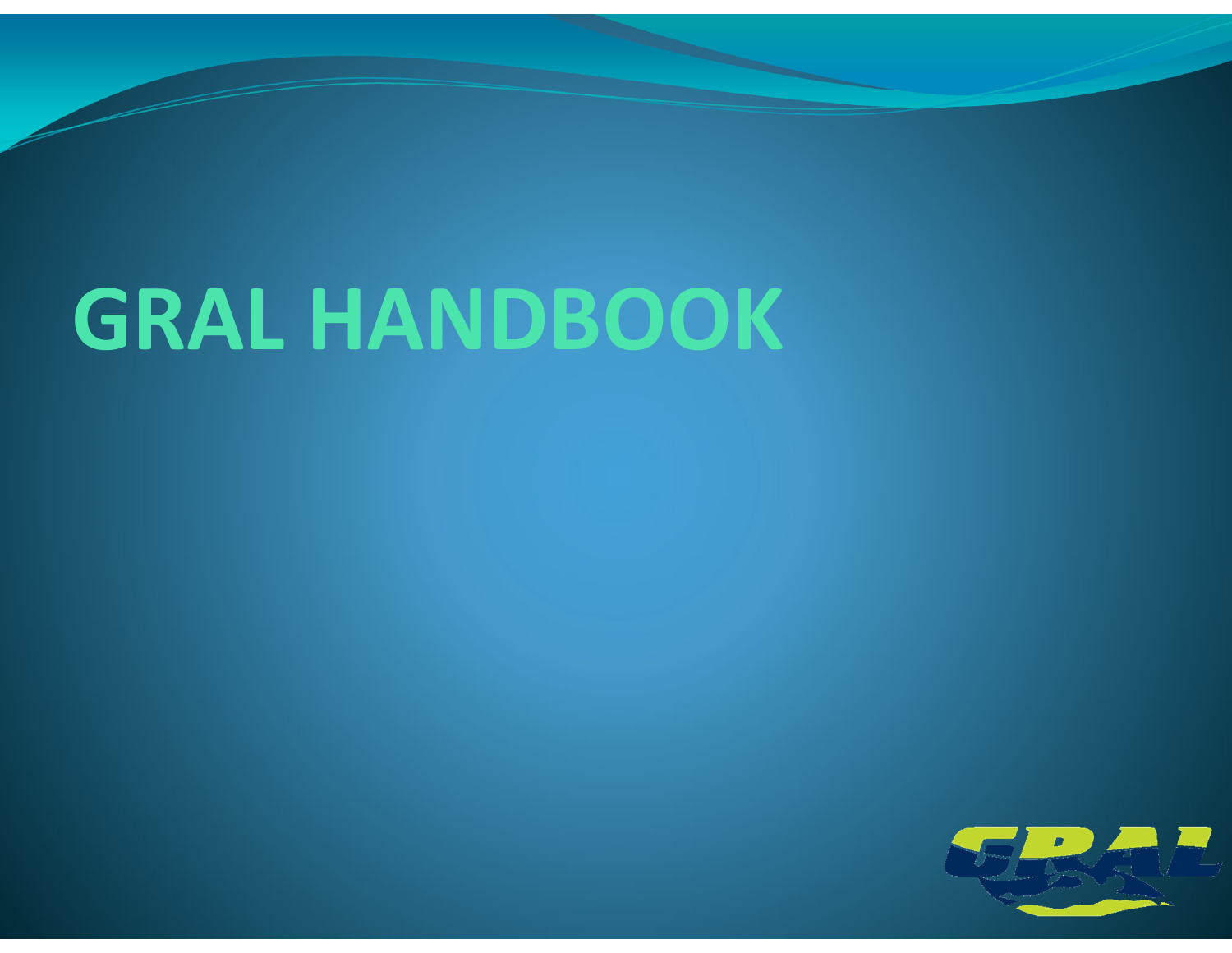# GRAL HANDBOOK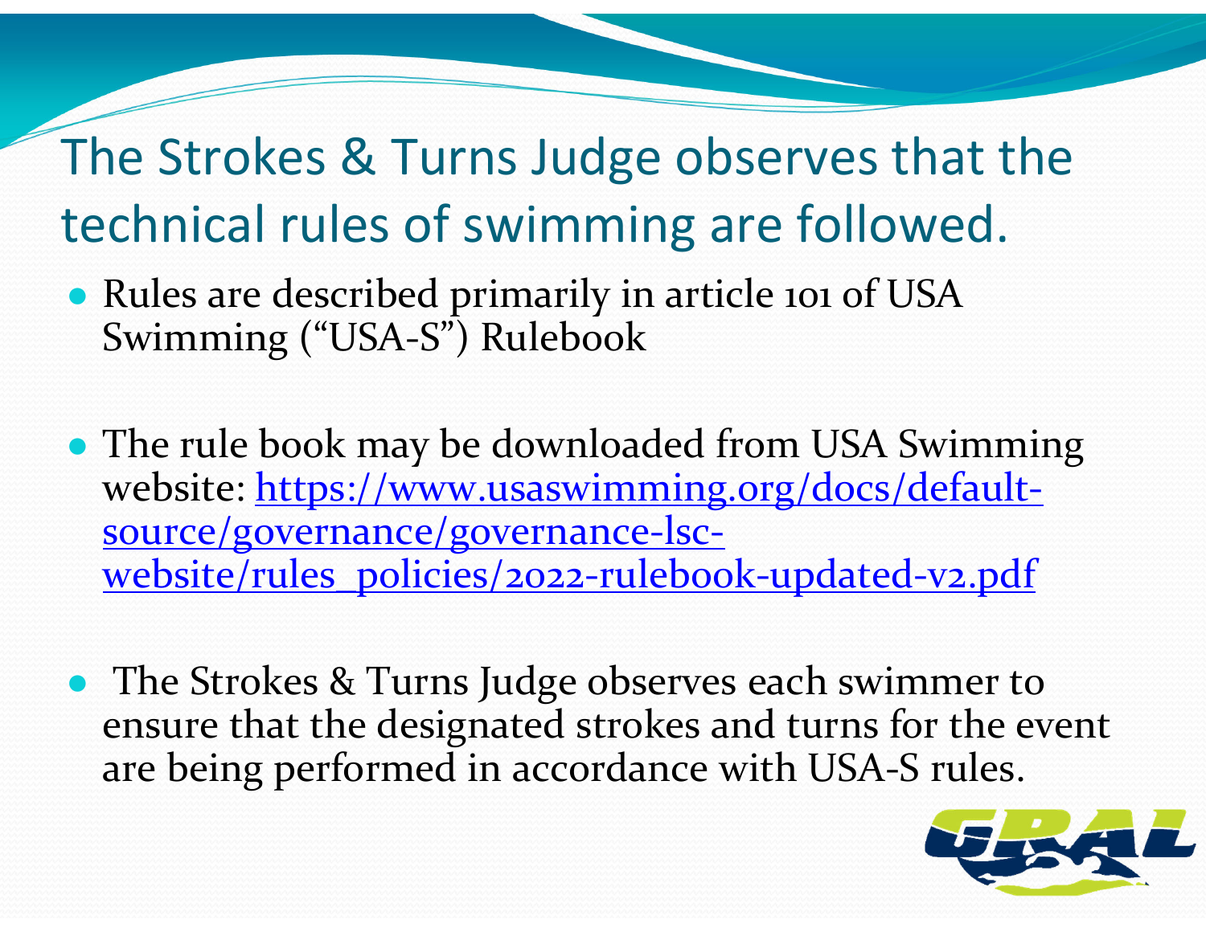# The Strokes & Turns Judge observes that the technical rules of swimming are followed.

- Rules are described primarily in article 101 of USA Swimming ("USA-S") Rulebook
- The rule book may be downloaded from USA Swimming website: https://www.usaswimming.org/docs/default-source/governance/governance-lsc-website/rules_policies/2022-rulebook-updated-v2.pdf
- The Strokes & Turns Judge observes each swimmer to ensure that the designated strokes and turns for the event are being performed in accordance with USA-S rules.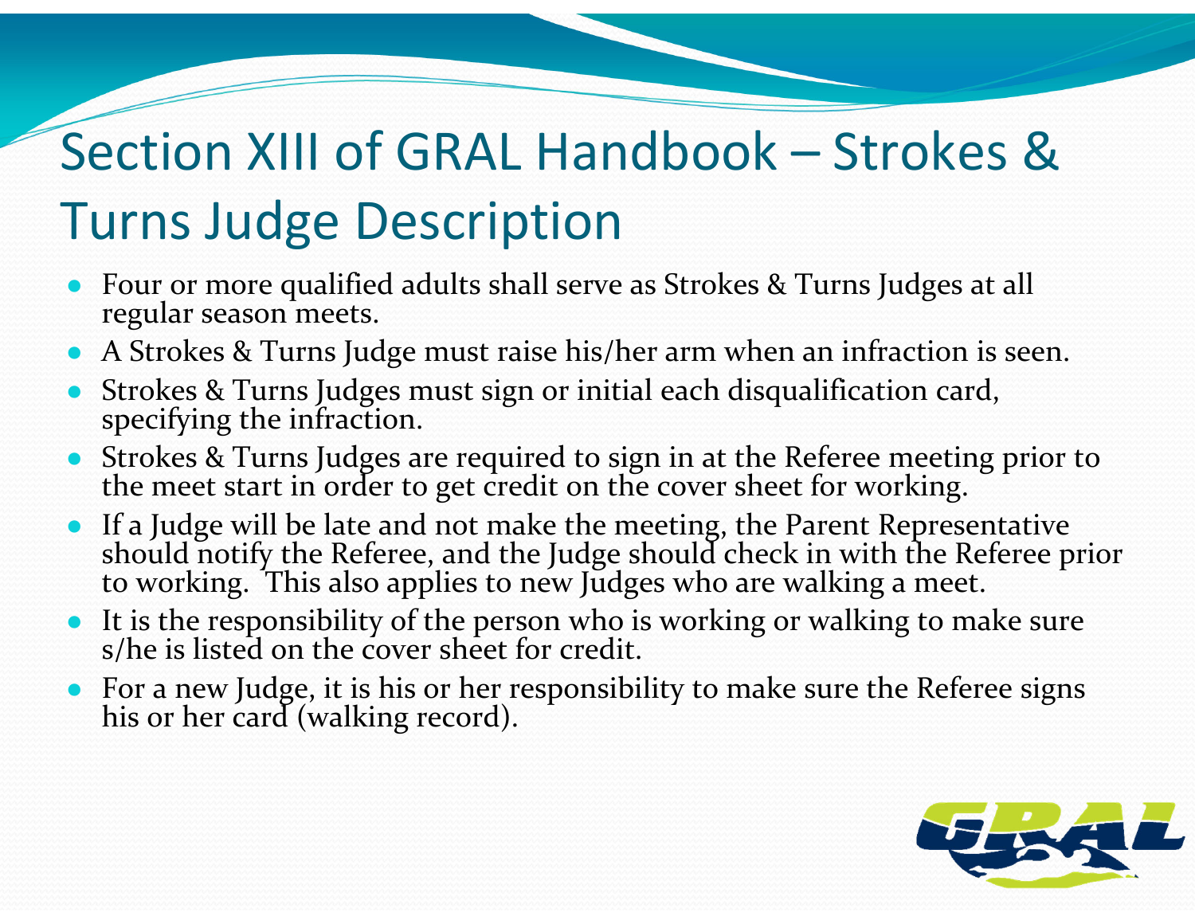# Section XIII of GRAL Handbook – Strokes & Turns Judge Description

- Four or more qualified adults shall serve as Strokes & Turns Judges at all regular season meets.
- A Strokes & Turns Judge must raise his/her arm when an infraction is seen.
- Strokes & Turns Judges must sign or initial each disqualification card, specifying the infraction.
- Strokes & Turns Judges are required to sign in at the Referee meeting prior to the meet start in order to get credit on the cover sheet for working.
- If a Judge will be late and not make the meeting, the Parent Representative should notify the Referee, and the Judge should check in with the Referee prior to working. This also applies to new Judges who are walking a meet.
- It is the responsibility of the person who is working or walking to make sure s/he is listed on the cover sheet for credit.
- For a new Judge, it is his or her responsibility to make sure the Referee signs his or her card (walking record).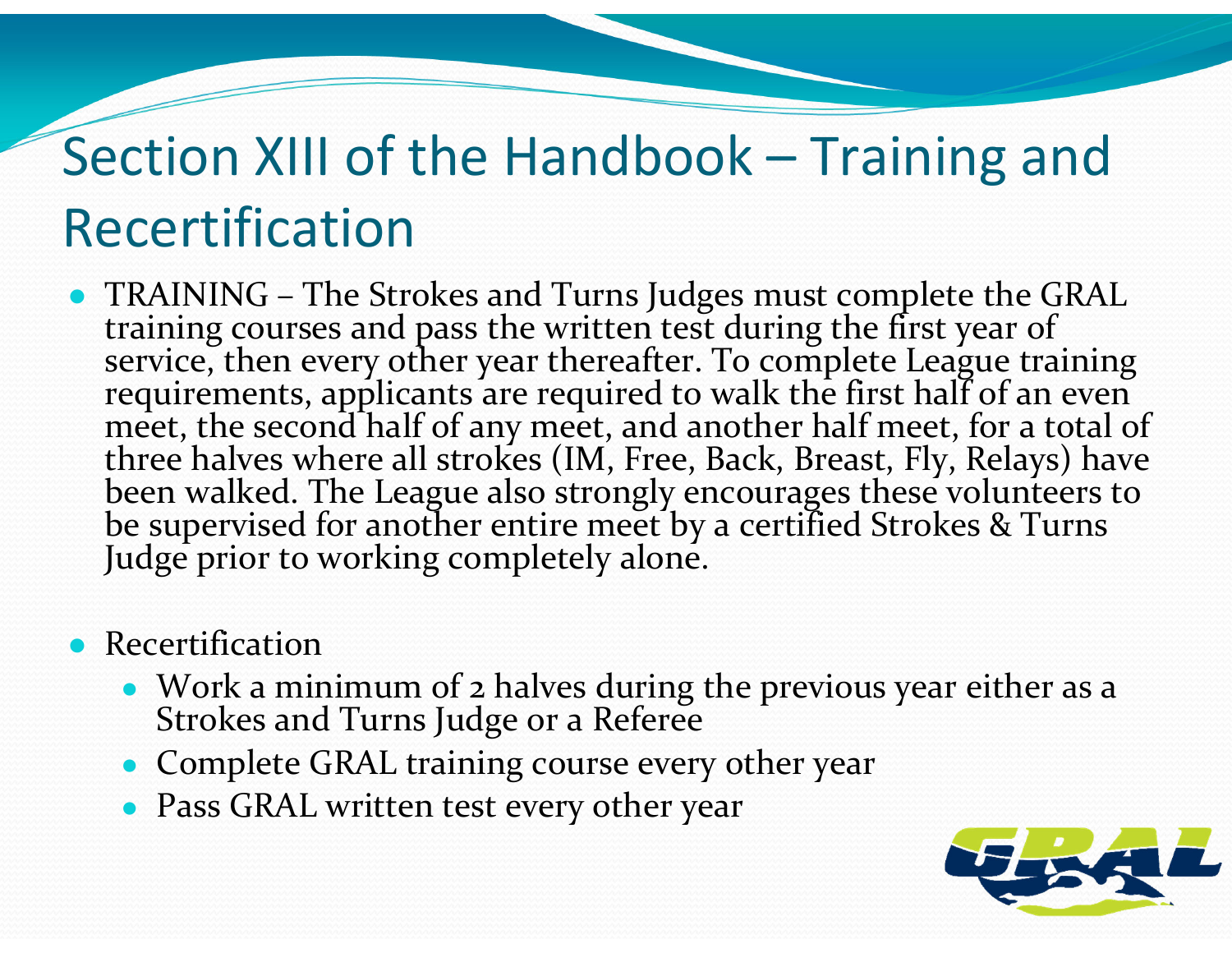# Section XIII of the Handbook – Training and Recertification

- TRAINING – The Strokes and Turns Judges must complete the GRAL training courses and pass the written test during the first year of service, then every other year thereafter. To complete League training requirements, applicants are required to walk the first half of an even meet, the second half of any meet, and another half meet, for a total of three halves where all strokes (IM, Free, Back, Breast, Fly, Relays) have been walked. The League also strongly encourages these volunteers to be supervised for another entire meet by a certified Strokes & Turns Judge prior to working completely alone.

- Recertification
  - Work a minimum of 2 halves during the previous year either as a Strokes and Turns Judge or a Referee
  - Complete GRAL training course every other year
  - Pass GRAL written test every other year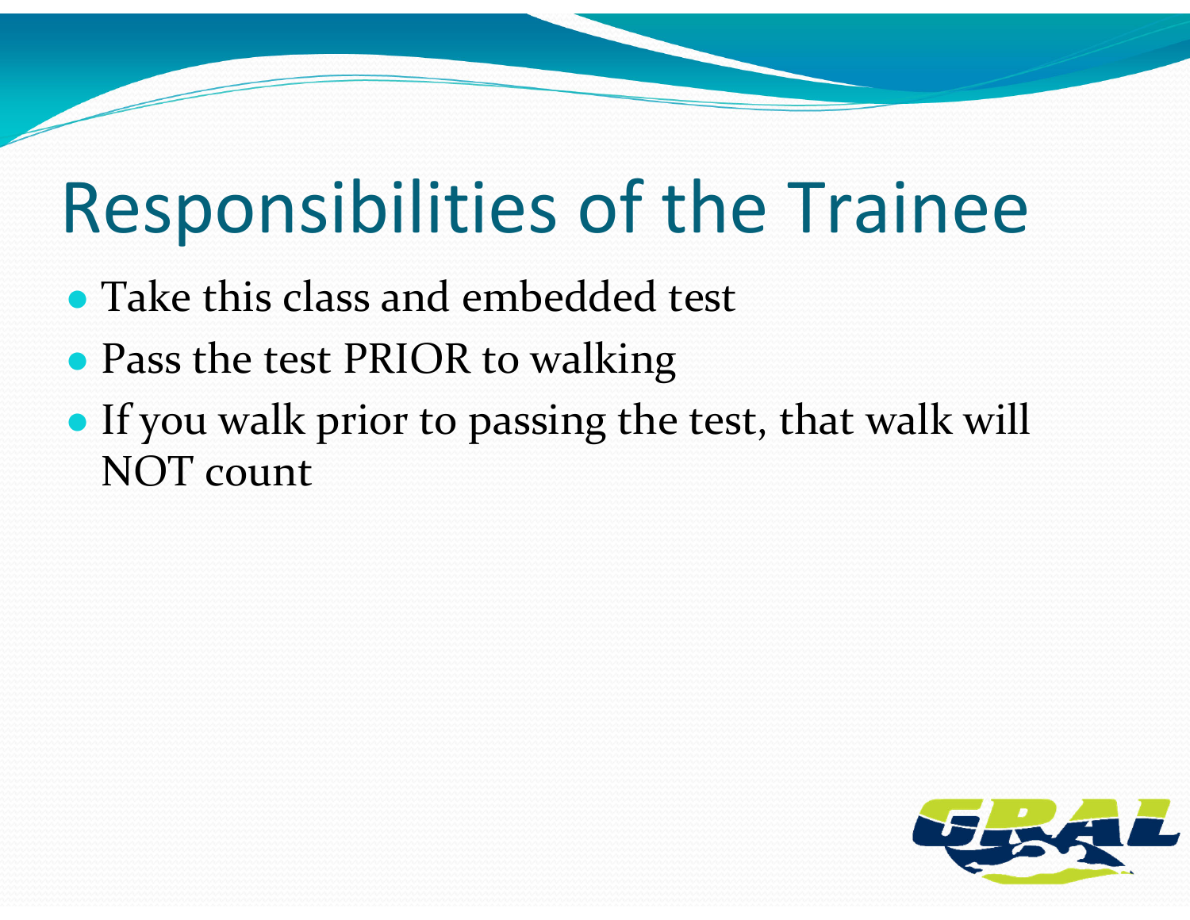# Responsibilities of the Trainee

- Take this class and embedded test
- Pass the test PRIOR to walking
- If you walk prior to passing the test, that walk will NOT count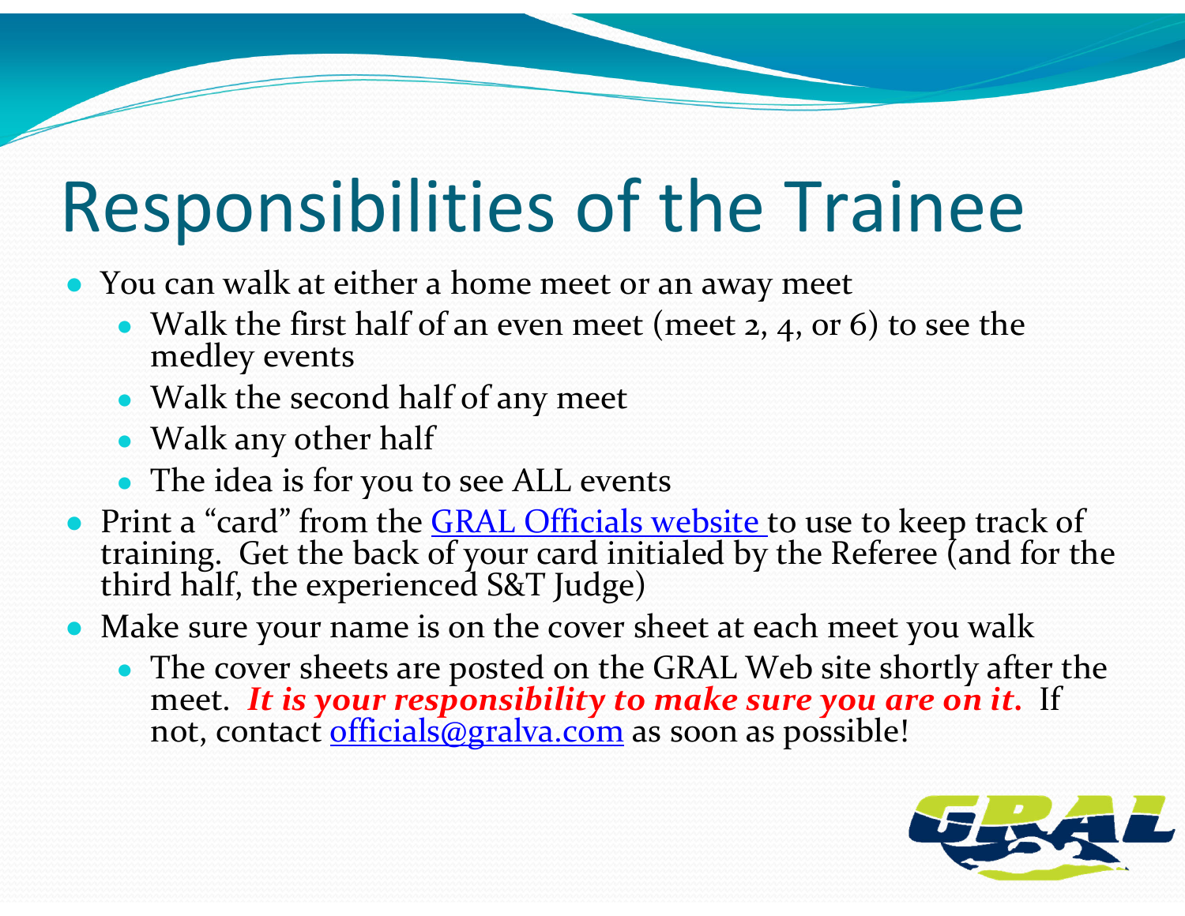# Responsibilities of the Trainee

- You can walk at either a home meet or an away meet
  - Walk the first half of an even meet (meet 2, 4, or 6) to see the medley events
  - Walk the second half of any meet
  - Walk any other half
  - The idea is for you to see ALL events
- Print a "card" from the GRAL Officials website to use to keep track of training. Get the back of your card initialed by the Referee (and for the third half, the experienced S&T Judge)
- Make sure your name is on the cover sheet at each meet you walk
  - The cover sheets are posted on the GRAL Web site shortly after the meet. ***It is your responsibility to make sure you are on it.*** If not, contact officials@gralva.com as soon as possible!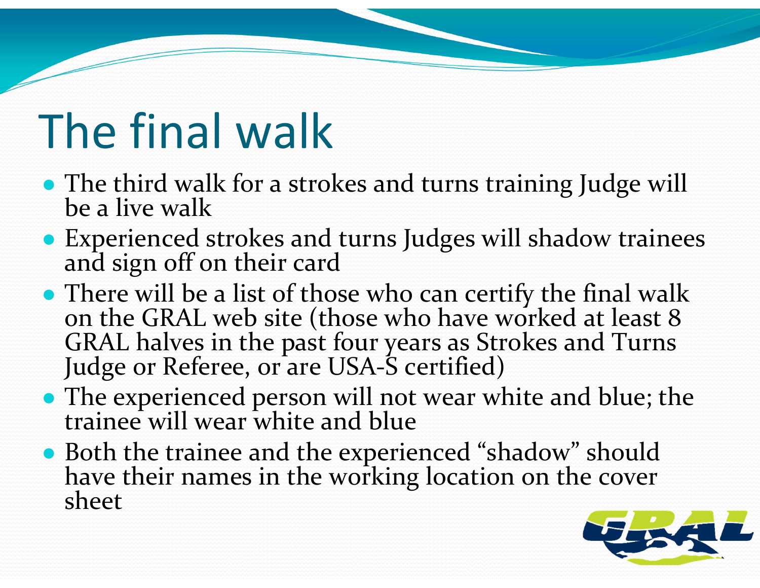# The final walk

- The third walk for a strokes and turns training Judge will be a live walk
- Experienced strokes and turns Judges will shadow trainees and sign off on their card
- There will be a list of those who can certify the final walk on the GRAL web site (those who have worked at least 8 GRAL halves in the past four years as Strokes and Turns Judge or Referee, or are USA-S certified)
- The experienced person will not wear white and blue; the trainee will wear white and blue
- Both the trainee and the experienced "shadow" should have their names in the working location on the cover sheet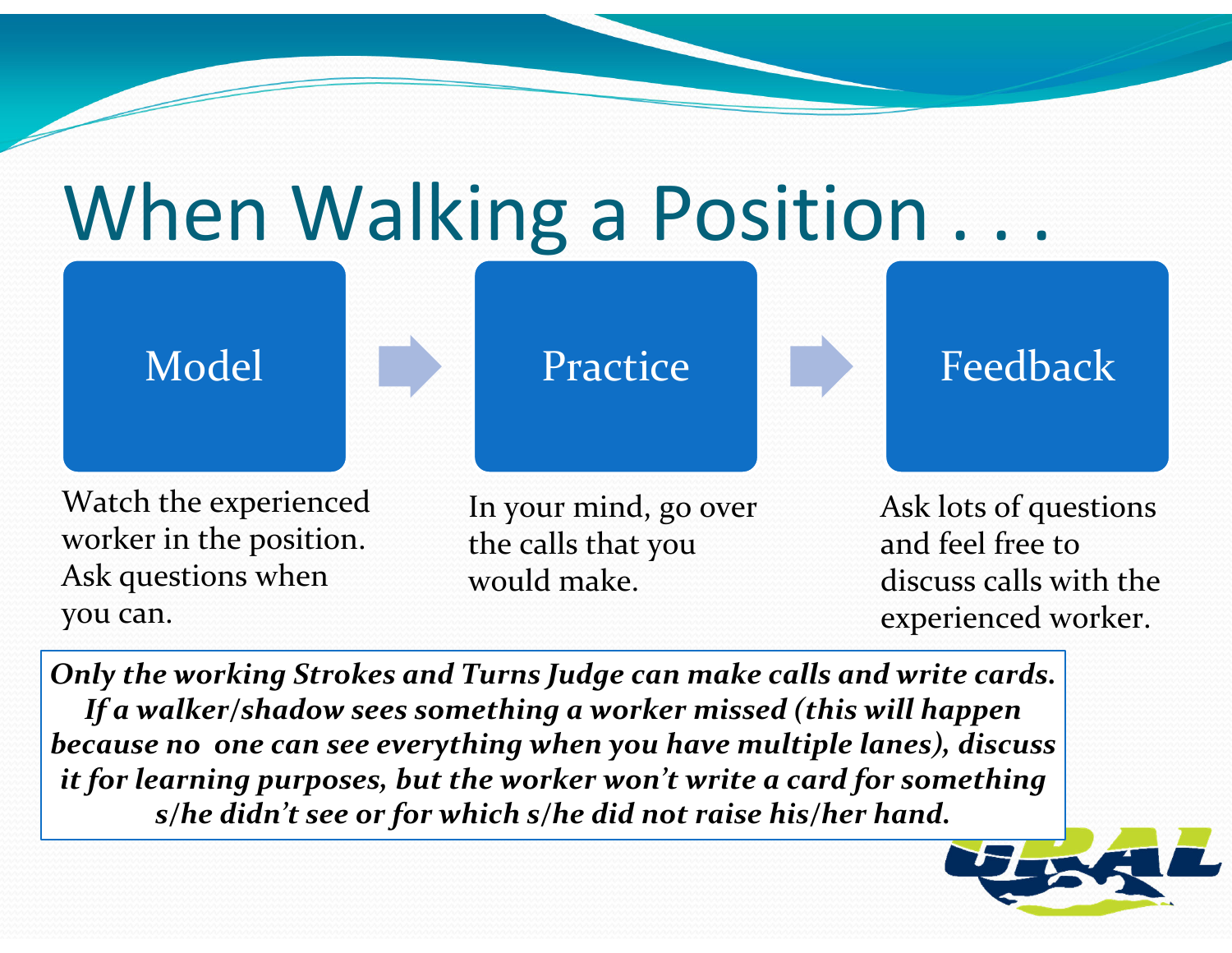# When Walking a Position . . .

**Model** → **Practice** → **Feedback**

**Model:** Watch the experienced worker in the position. Ask questions when you can.

**Practice:** In your mind, go over the calls that you would make.

**Feedback:** Ask lots of questions and feel free to discuss calls with the experienced worker.

***Only the working Strokes and Turns Judge can make calls and write cards. If a walker/shadow sees something a worker missed (this will happen because no one can see everything when you have multiple lanes), discuss it for learning purposes, but the worker won't write a card for something s/he didn't see or for which s/he did not raise his/her hand.***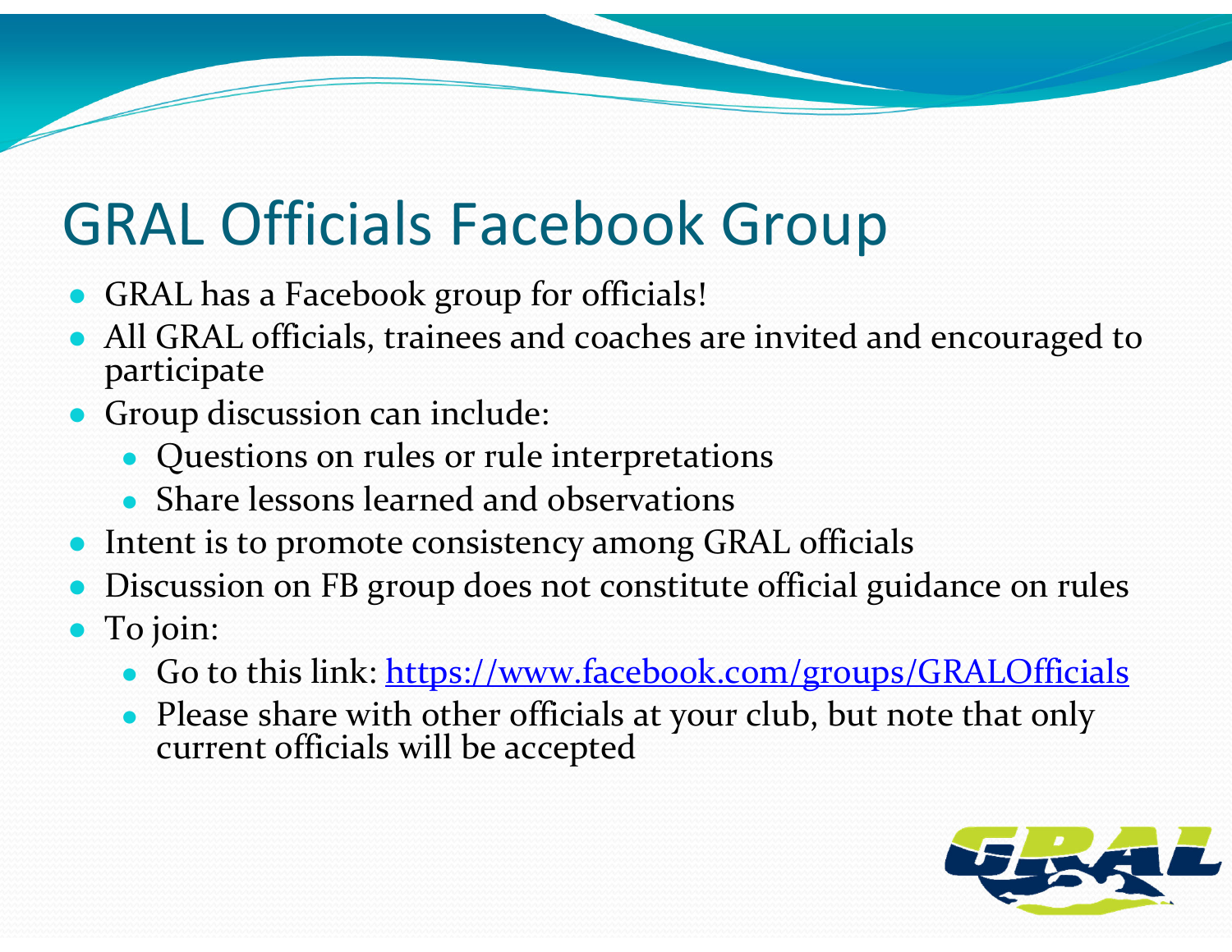# GRAL Officials Facebook Group

- GRAL has a Facebook group for officials!
- All GRAL officials, trainees and coaches are invited and encouraged to participate
- Group discussion can include:
  - Questions on rules or rule interpretations
  - Share lessons learned and observations
- Intent is to promote consistency among GRAL officials
- Discussion on FB group does not constitute official guidance on rules
- To join:
  - Go to this link: https://www.facebook.com/groups/GRALOfficials
  - Please share with other officials at your club, but note that only current officials will be accepted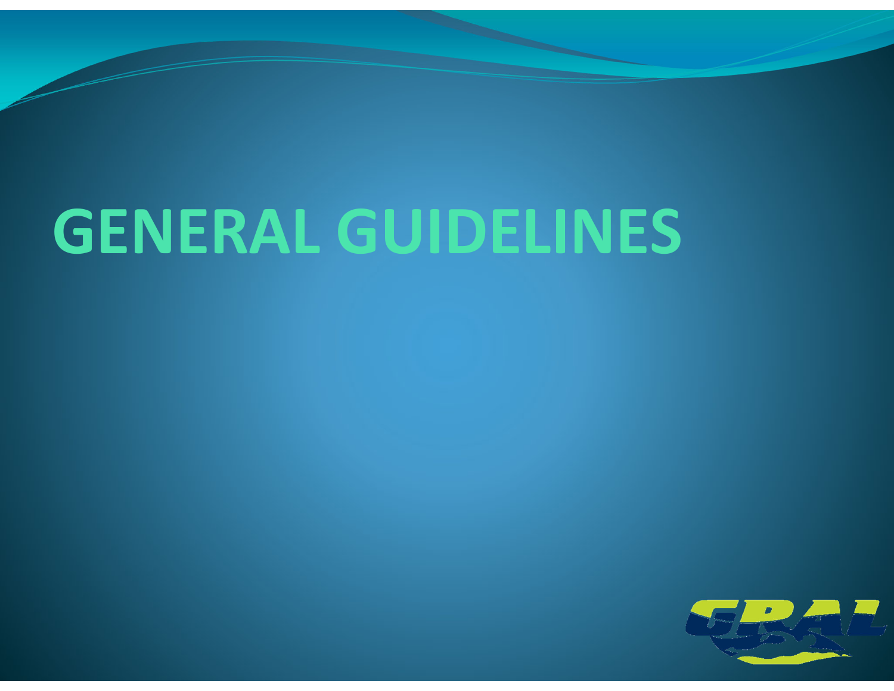# GENERAL GUIDELINES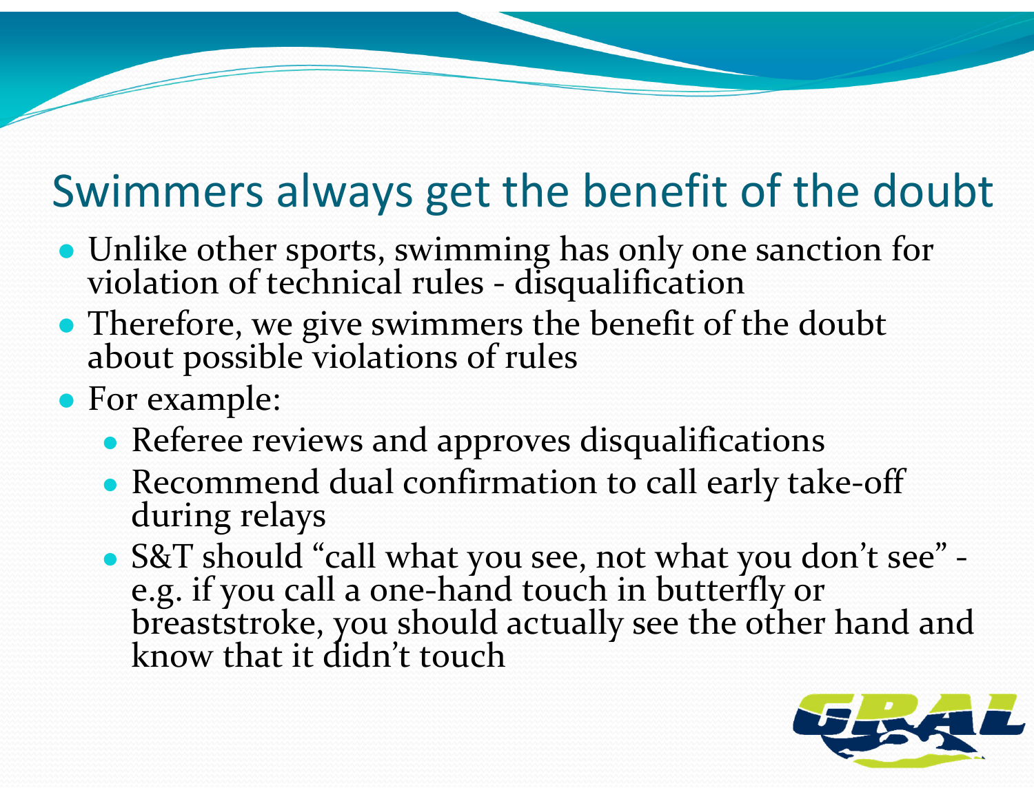## Swimmers always get the benefit of the doubt

- Unlike other sports, swimming has only one sanction for violation of technical rules - disqualification
- Therefore, we give swimmers the benefit of the doubt about possible violations of rules
- For example:
  - Referee reviews and approves disqualifications
  - Recommend dual confirmation to call early take-off during relays
  - S&T should "call what you see, not what you don't see" - e.g. if you call a one-hand touch in butterfly or breaststroke, you should actually see the other hand and know that it didn't touch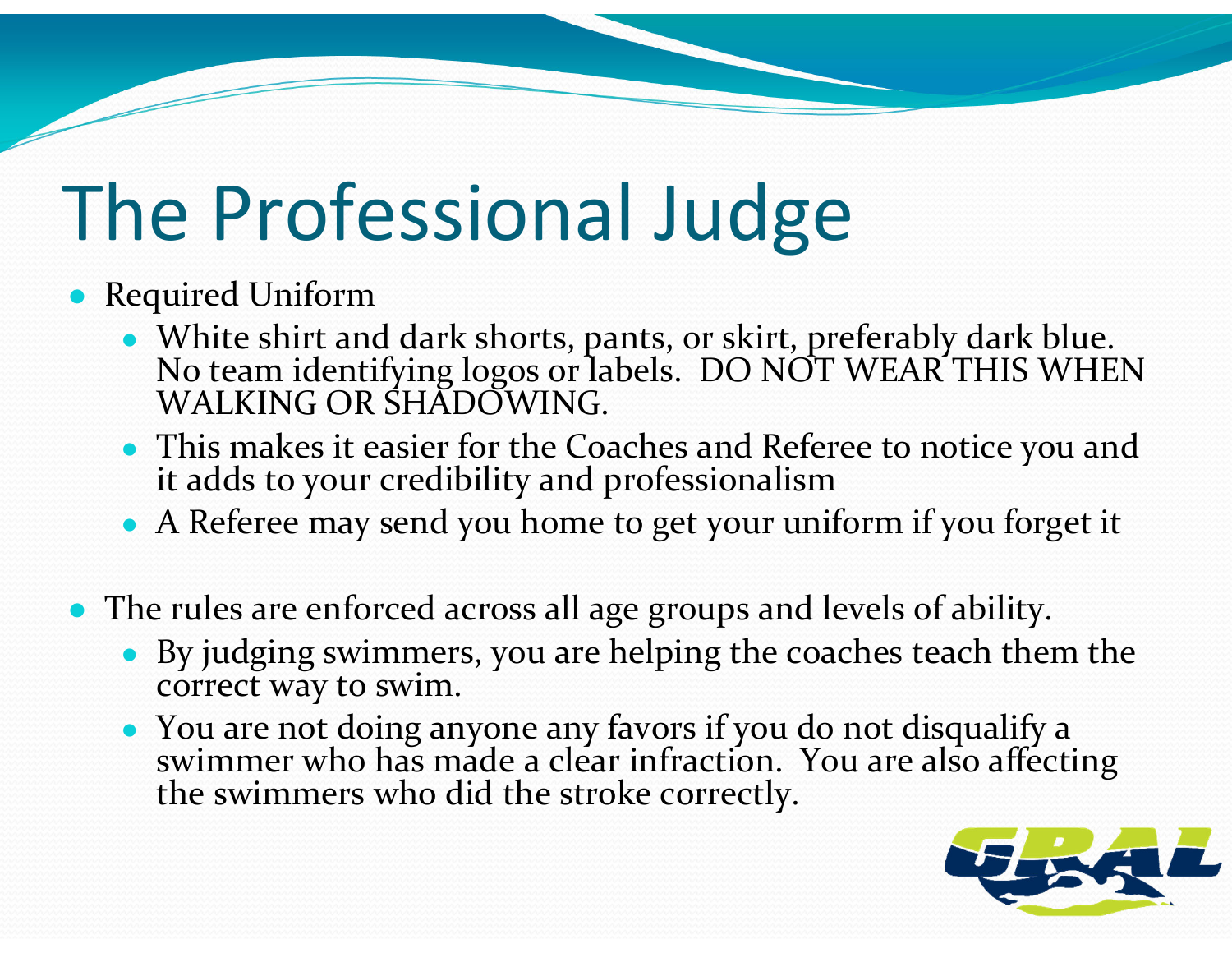# The Professional Judge

- Required Uniform
  - White shirt and dark shorts, pants, or skirt, preferably dark blue. No team identifying logos or labels. DO NOT WEAR THIS WHEN WALKING OR SHADOWING.
  - This makes it easier for the Coaches and Referee to notice you and it adds to your credibility and professionalism
  - A Referee may send you home to get your uniform if you forget it

- The rules are enforced across all age groups and levels of ability.
  - By judging swimmers, you are helping the coaches teach them the correct way to swim.
  - You are not doing anyone any favors if you do not disqualify a swimmer who has made a clear infraction. You are also affecting the swimmers who did the stroke correctly.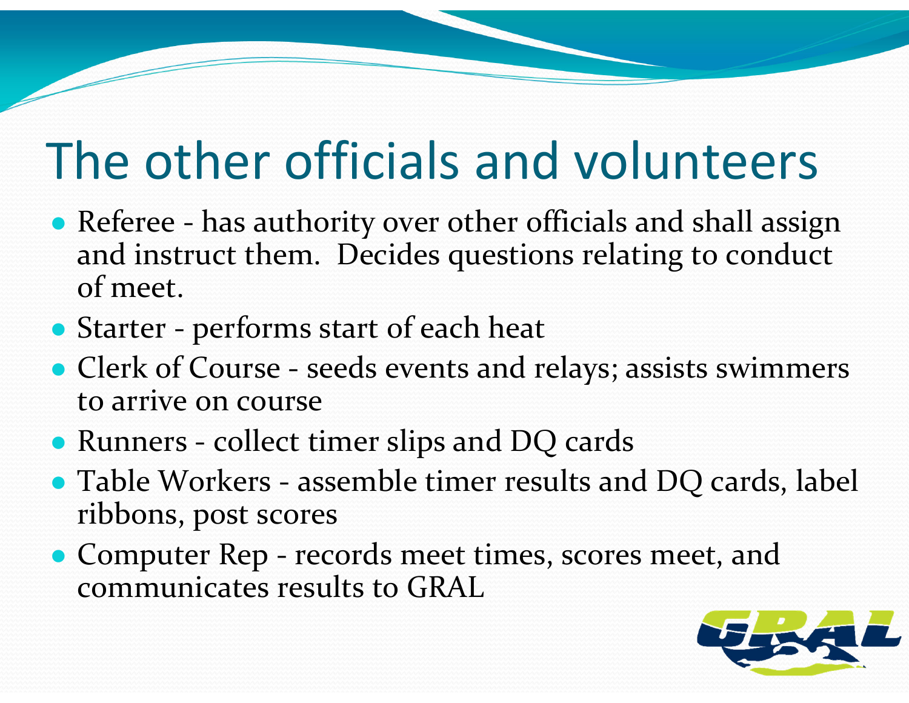# The other officials and volunteers

- Referee - has authority over other officials and shall assign and instruct them. Decides questions relating to conduct of meet.
- Starter - performs start of each heat
- Clerk of Course - seeds events and relays; assists swimmers to arrive on course
- Runners - collect timer slips and DQ cards
- Table Workers - assemble timer results and DQ cards, label ribbons, post scores
- Computer Rep - records meet times, scores meet, and communicates results to GRAL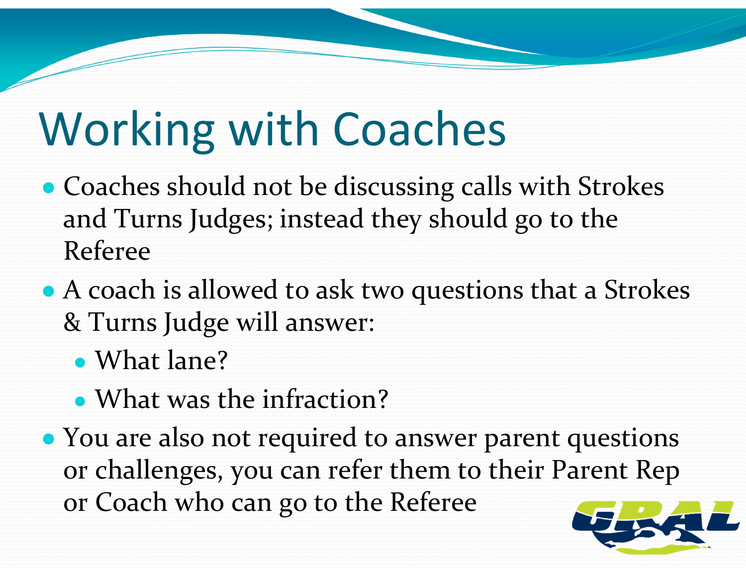# Working with Coaches

- Coaches should not be discussing calls with Strokes and Turns Judges; instead they should go to the Referee
- A coach is allowed to ask two questions that a Strokes & Turns Judge will answer:
  - What lane?
  - What was the infraction?
- You are also not required to answer parent questions or challenges, you can refer them to their Parent Rep or Coach who can go to the Referee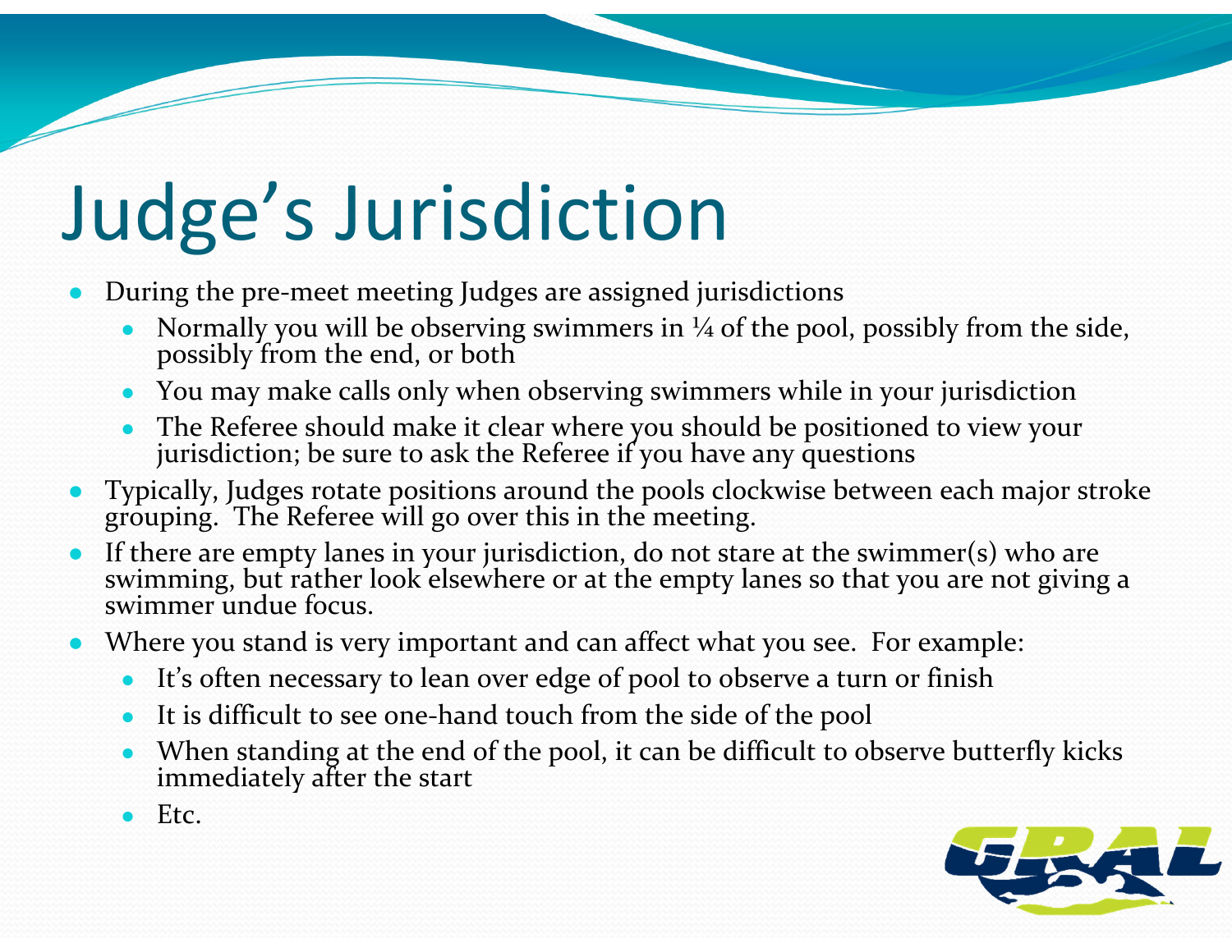# Judge's Jurisdiction

- During the pre-meet meeting Judges are assigned jurisdictions
  - Normally you will be observing swimmers in ¼ of the pool, possibly from the side, possibly from the end, or both
  - You may make calls only when observing swimmers while in your jurisdiction
  - The Referee should make it clear where you should be positioned to view your jurisdiction; be sure to ask the Referee if you have any questions
- Typically, Judges rotate positions around the pools clockwise between each major stroke grouping. The Referee will go over this in the meeting.
- If there are empty lanes in your jurisdiction, do not stare at the swimmer(s) who are swimming, but rather look elsewhere or at the empty lanes so that you are not giving a swimmer undue focus.
- Where you stand is very important and can affect what you see. For example:
  - It's often necessary to lean over edge of pool to observe a turn or finish
  - It is difficult to see one-hand touch from the side of the pool
  - When standing at the end of the pool, it can be difficult to observe butterfly kicks immediately after the start
  - Etc.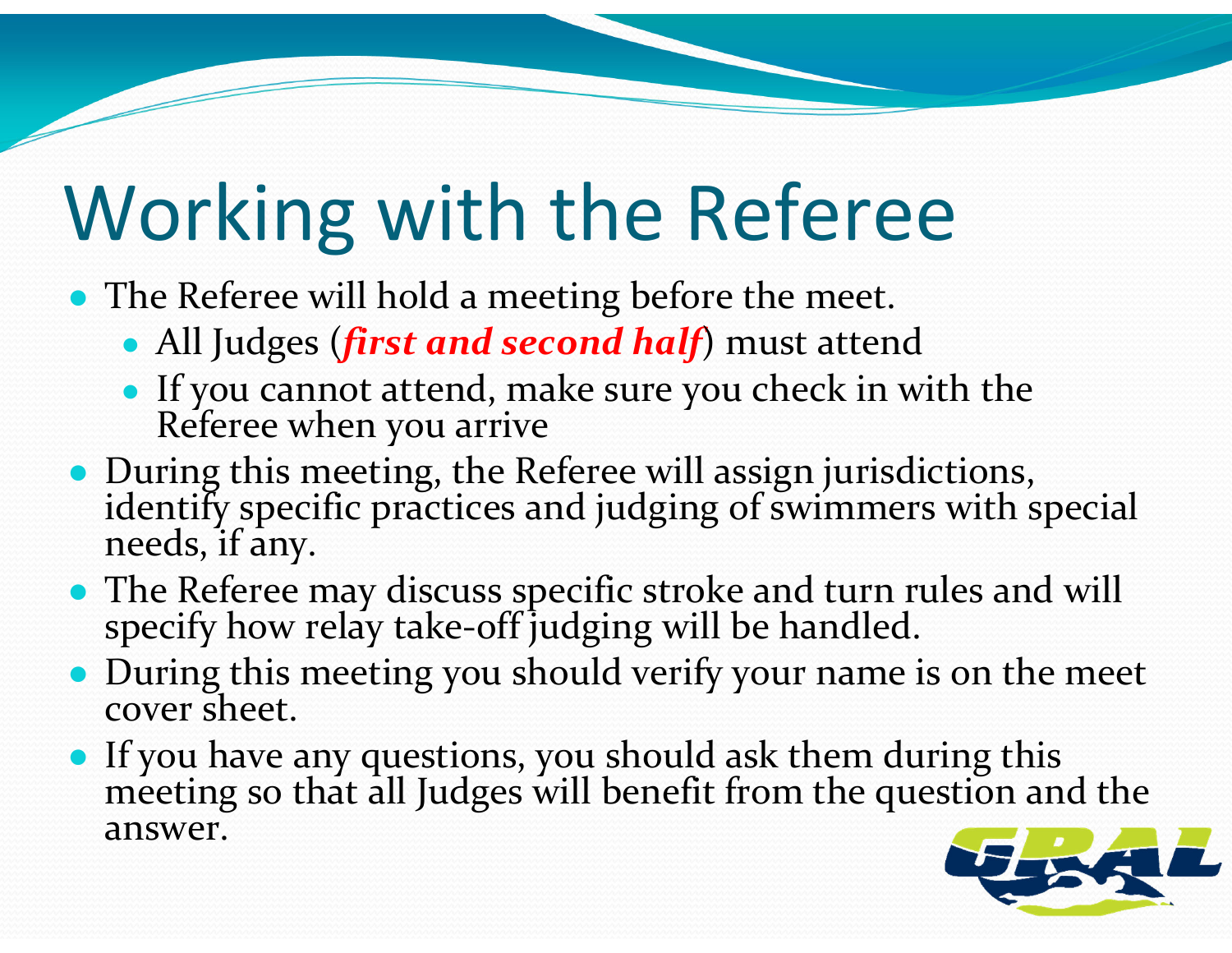# Working with the Referee

- The Referee will hold a meeting before the meet.
  - All Judges (***first and second half***) must attend
  - If you cannot attend, make sure you check in with the Referee when you arrive
- During this meeting, the Referee will assign jurisdictions, identify specific practices and judging of swimmers with special needs, if any.
- The Referee may discuss specific stroke and turn rules and will specify how relay take-off judging will be handled.
- During this meeting you should verify your name is on the meet cover sheet.
- If you have any questions, you should ask them during this meeting so that all Judges will benefit from the question and the answer.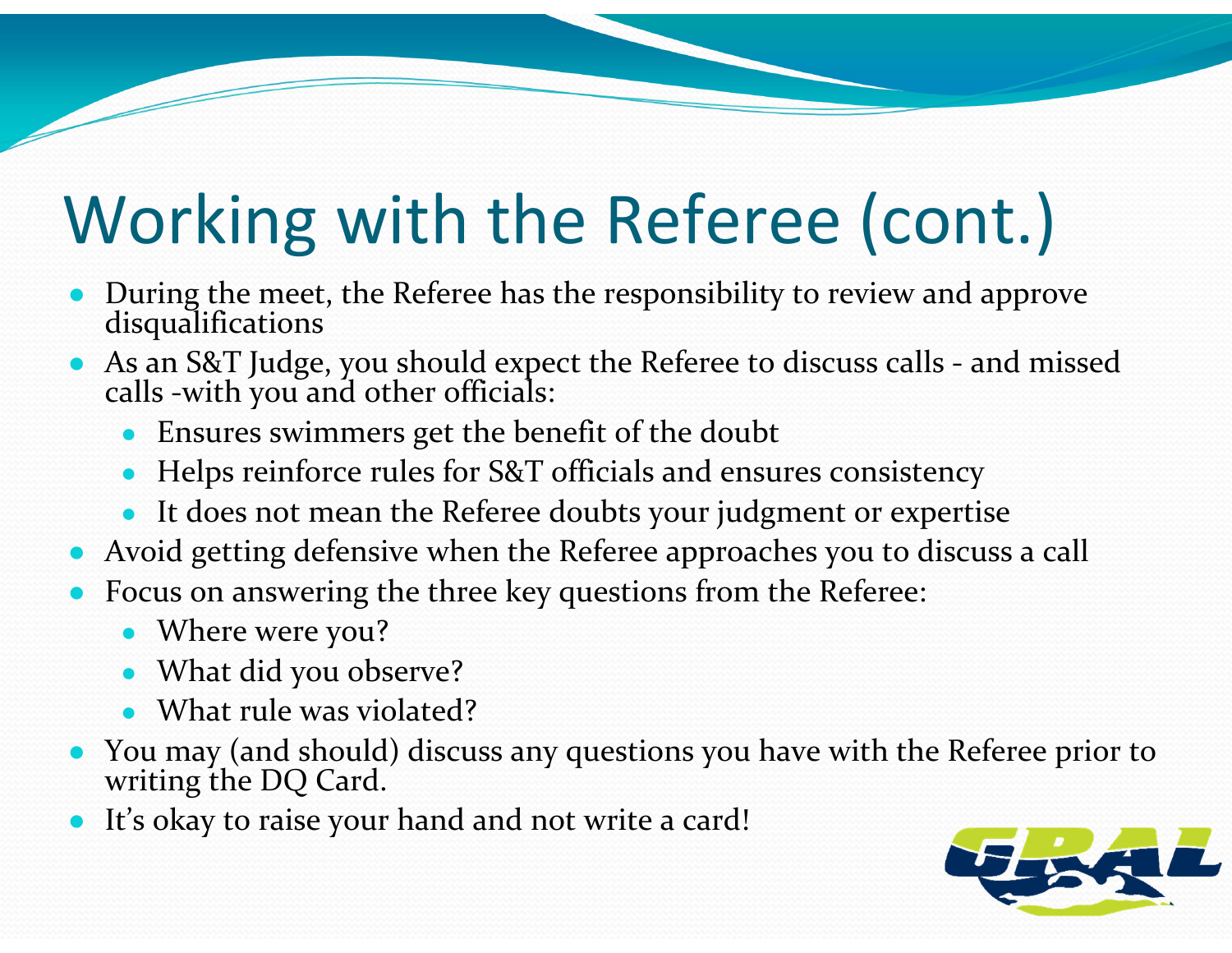# Working with the Referee (cont.)

- During the meet, the Referee has the responsibility to review and approve disqualifications
- As an S&T Judge, you should expect the Referee to discuss calls - and missed calls -with you and other officials:
  - Ensures swimmers get the benefit of the doubt
  - Helps reinforce rules for S&T officials and ensures consistency
  - It does not mean the Referee doubts your judgment or expertise
- Avoid getting defensive when the Referee approaches you to discuss a call
- Focus on answering the three key questions from the Referee:
  - Where were you?
  - What did you observe?
  - What rule was violated?
- You may (and should) discuss any questions you have with the Referee prior to writing the DQ Card.
- It's okay to raise your hand and not write a card!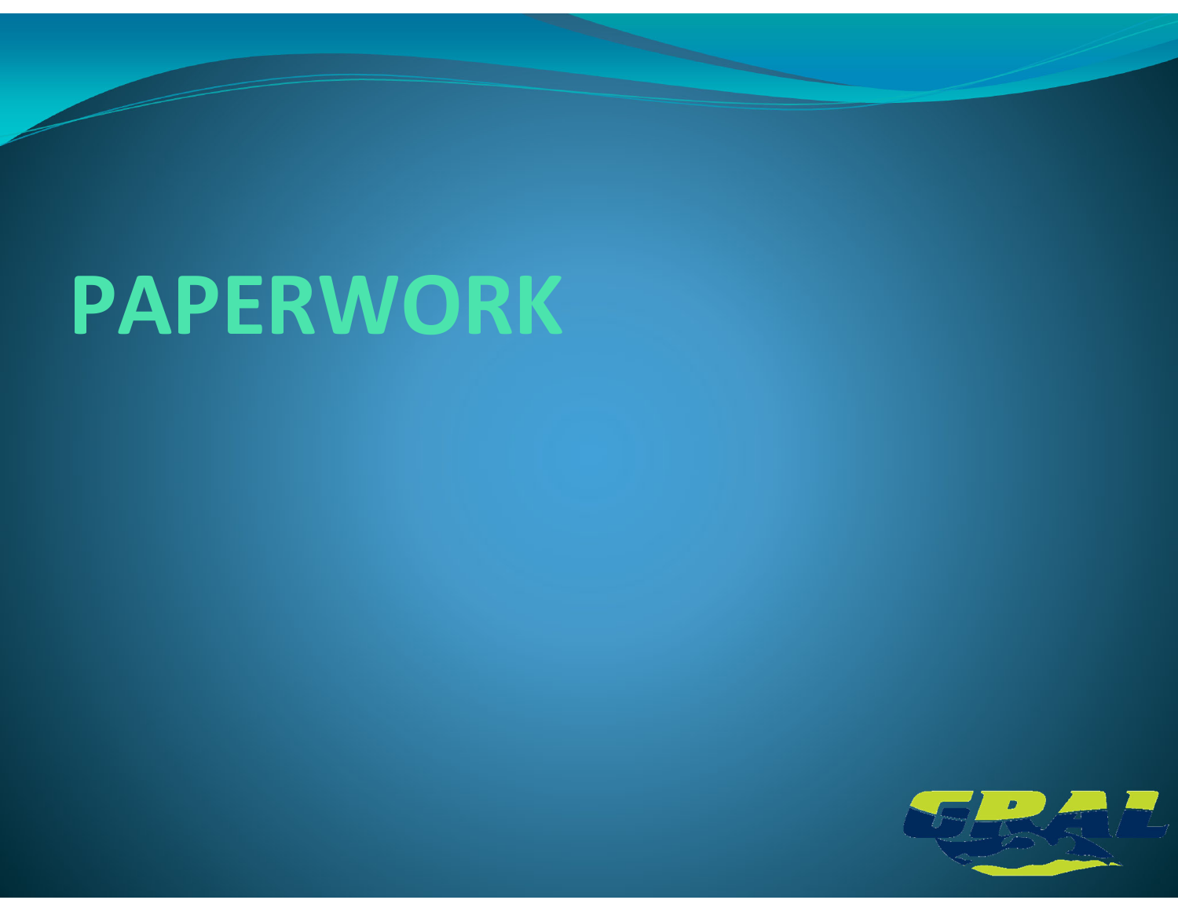# PAPERWORK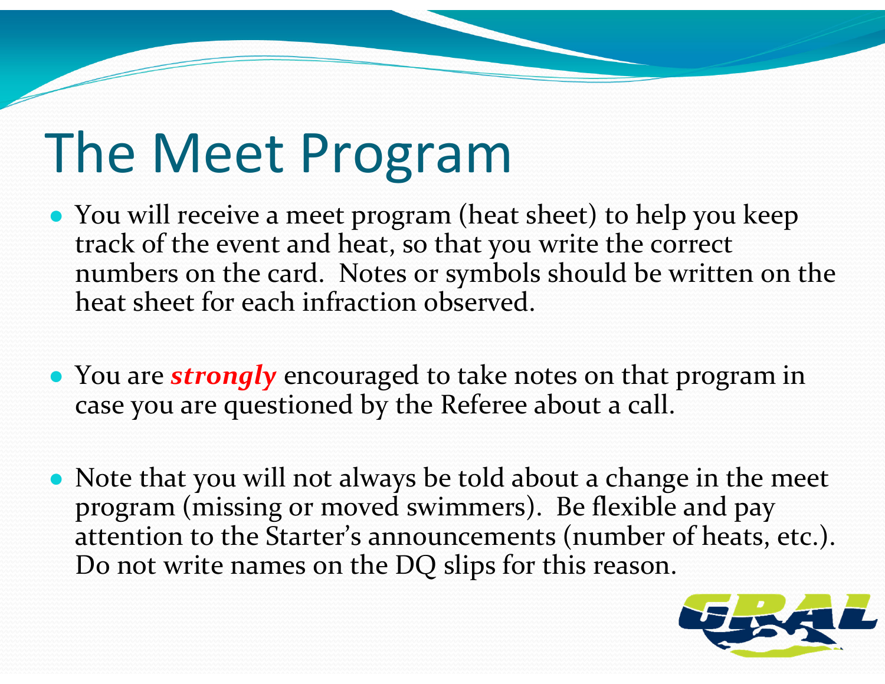# The Meet Program

- You will receive a meet program (heat sheet) to help you keep track of the event and heat, so that you write the correct numbers on the card. Notes or symbols should be written on the heat sheet for each infraction observed.

- You are ***strongly*** encouraged to take notes on that program in case you are questioned by the Referee about a call.

- Note that you will not always be told about a change in the meet program (missing or moved swimmers). Be flexible and pay attention to the Starter's announcements (number of heats, etc.). Do not write names on the DQ slips for this reason.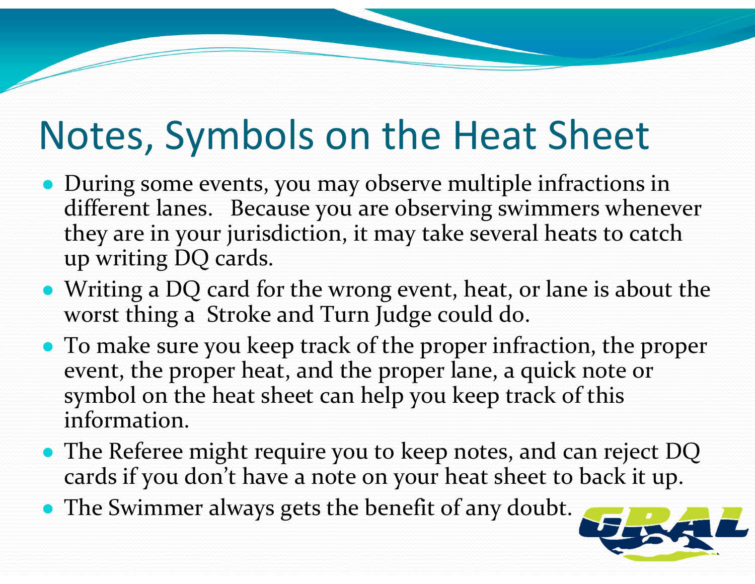# Notes, Symbols on the Heat Sheet

- During some events, you may observe multiple infractions in different lanes. Because you are observing swimmers whenever they are in your jurisdiction, it may take several heats to catch up writing DQ cards.
- Writing a DQ card for the wrong event, heat, or lane is about the worst thing a Stroke and Turn Judge could do.
- To make sure you keep track of the proper infraction, the proper event, the proper heat, and the proper lane, a quick note or symbol on the heat sheet can help you keep track of this information.
- The Referee might require you to keep notes, and can reject DQ cards if you don't have a note on your heat sheet to back it up.
- The Swimmer always gets the benefit of any doubt.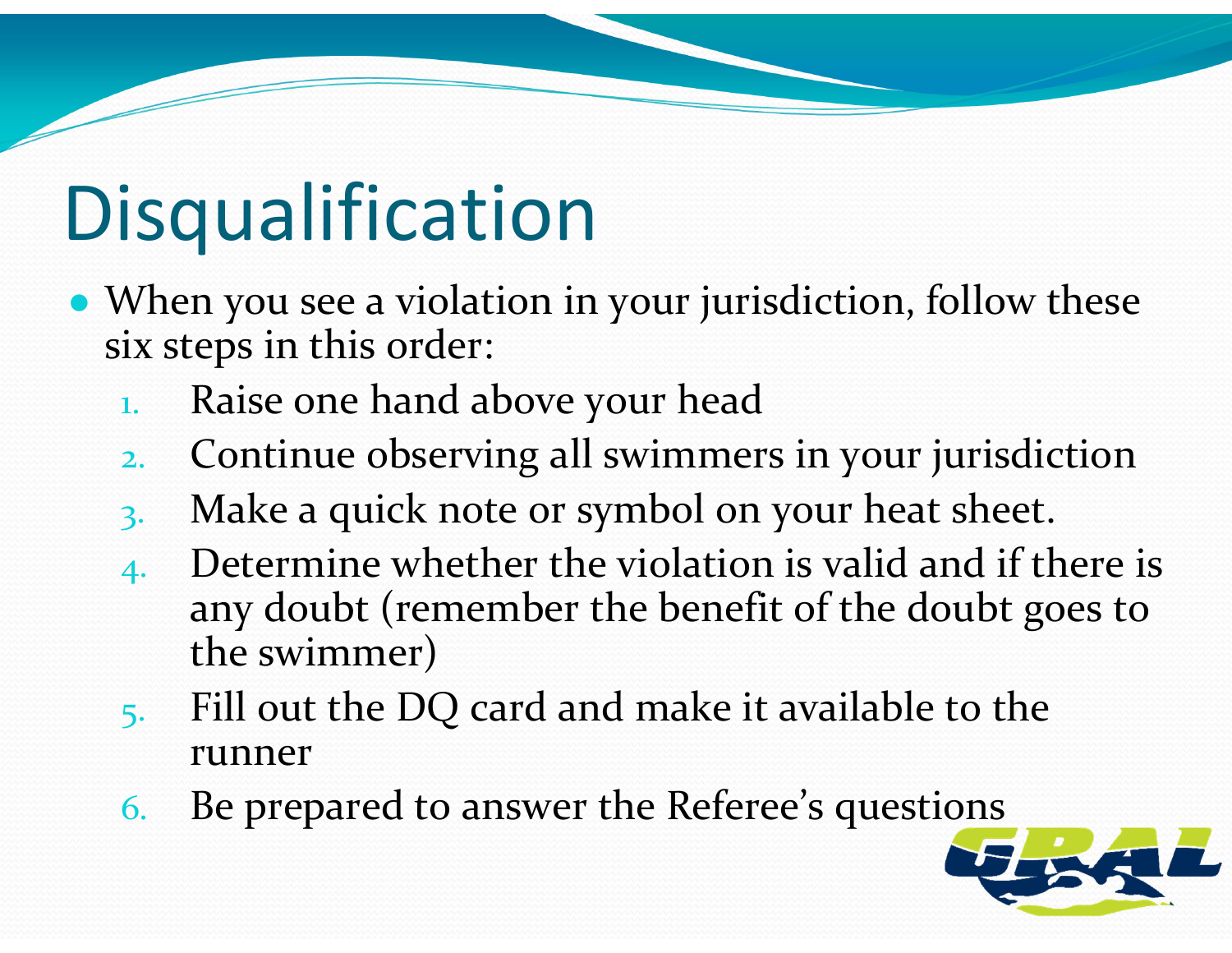# Disqualification

- When you see a violation in your jurisdiction, follow these six steps in this order:
  1. Raise one hand above your head
  2. Continue observing all swimmers in your jurisdiction
  3. Make a quick note or symbol on your heat sheet.
  4. Determine whether the violation is valid and if there is any doubt (remember the benefit of the doubt goes to the swimmer)
  5. Fill out the DQ card and make it available to the runner
  6. Be prepared to answer the Referee's questions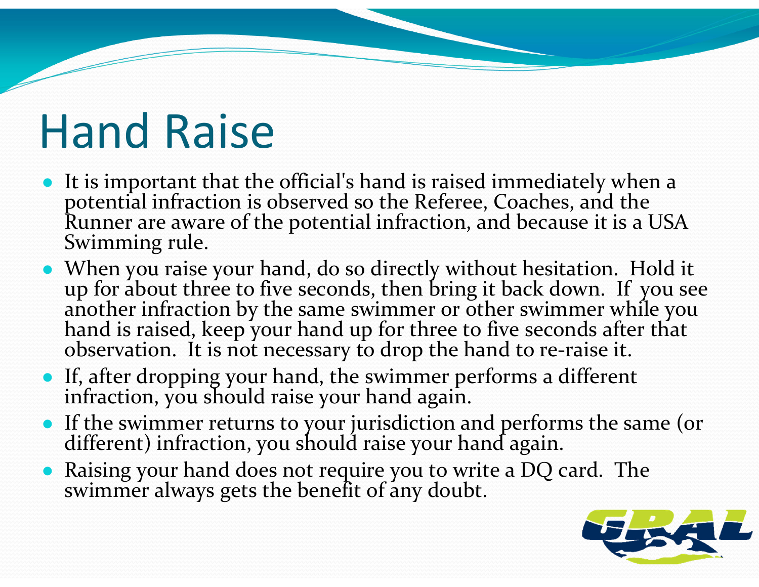# Hand Raise

- It is important that the official's hand is raised immediately when a potential infraction is observed so the Referee, Coaches, and the Runner are aware of the potential infraction, and because it is a USA Swimming rule.
- When you raise your hand, do so directly without hesitation. Hold it up for about three to five seconds, then bring it back down. If you see another infraction by the same swimmer or other swimmer while you hand is raised, keep your hand up for three to five seconds after that observation. It is not necessary to drop the hand to re-raise it.
- If, after dropping your hand, the swimmer performs a different infraction, you should raise your hand again.
- If the swimmer returns to your jurisdiction and performs the same (or different) infraction, you should raise your hand again.
- Raising your hand does not require you to write a DQ card. The swimmer always gets the benefit of any doubt.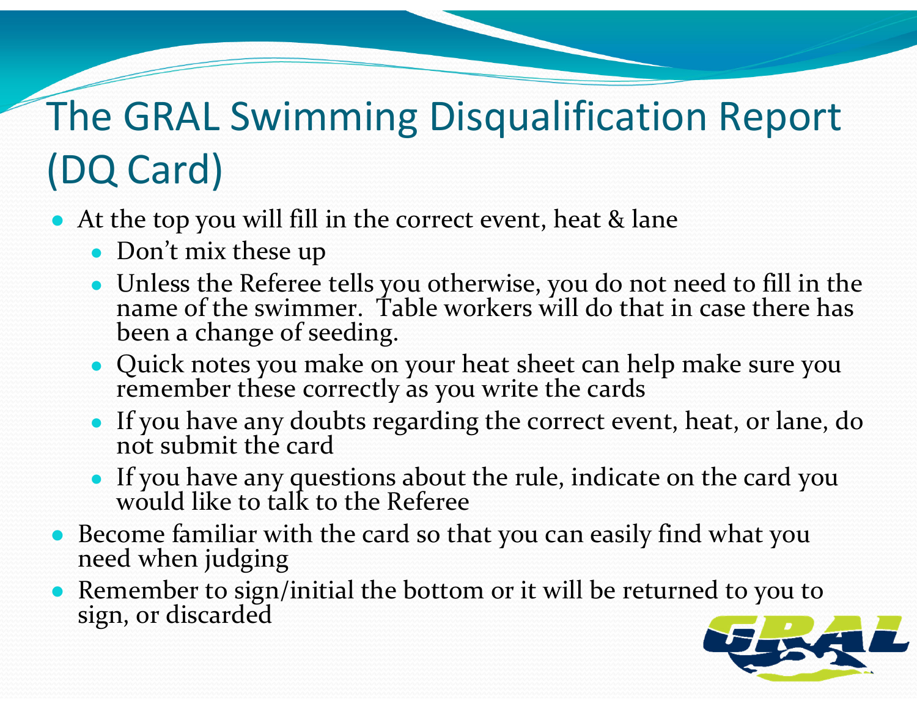# The GRAL Swimming Disqualification Report (DQ Card)

- At the top you will fill in the correct event, heat & lane
  - Don't mix these up
  - Unless the Referee tells you otherwise, you do not need to fill in the name of the swimmer. Table workers will do that in case there has been a change of seeding.
  - Quick notes you make on your heat sheet can help make sure you remember these correctly as you write the cards
  - If you have any doubts regarding the correct event, heat, or lane, do not submit the card
  - If you have any questions about the rule, indicate on the card you would like to talk to the Referee
- Become familiar with the card so that you can easily find what you need when judging
- Remember to sign/initial the bottom or it will be returned to you to sign, or discarded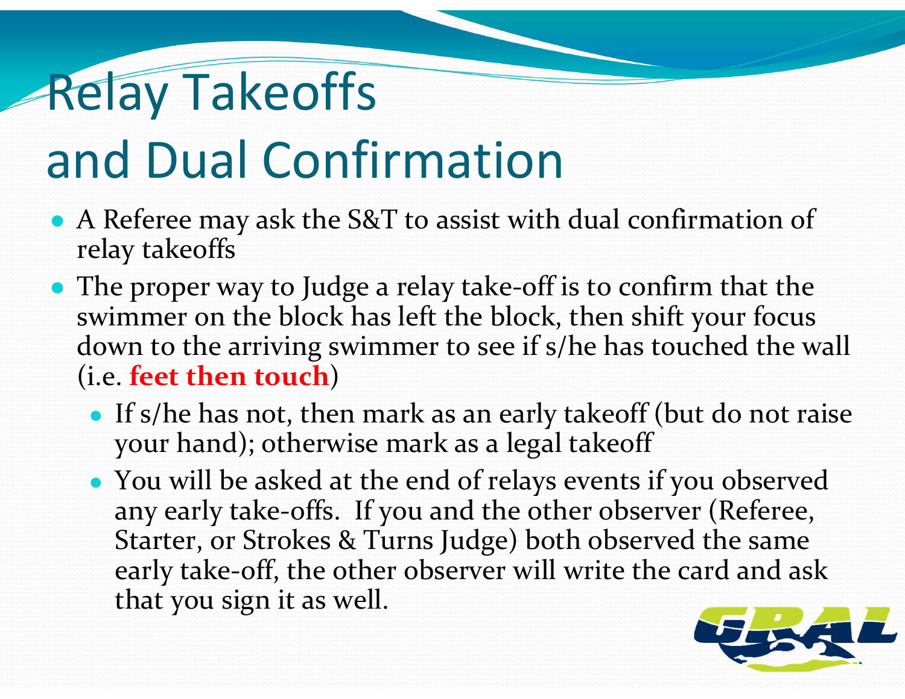# Relay Takeoffs and Dual Confirmation

- A Referee may ask the S&T to assist with dual confirmation of relay takeoffs
- The proper way to Judge a relay take-off is to confirm that the swimmer on the block has left the block, then shift your focus down to the arriving swimmer to see if s/he has touched the wall (i.e. **feet then touch**)
  - If s/he has not, then mark as an early takeoff (but do not raise your hand); otherwise mark as a legal takeoff
  - You will be asked at the end of relays events if you observed any early take-offs. If you and the other observer (Referee, Starter, or Strokes & Turns Judge) both observed the same early take-off, the other observer will write the card and ask that you sign it as well.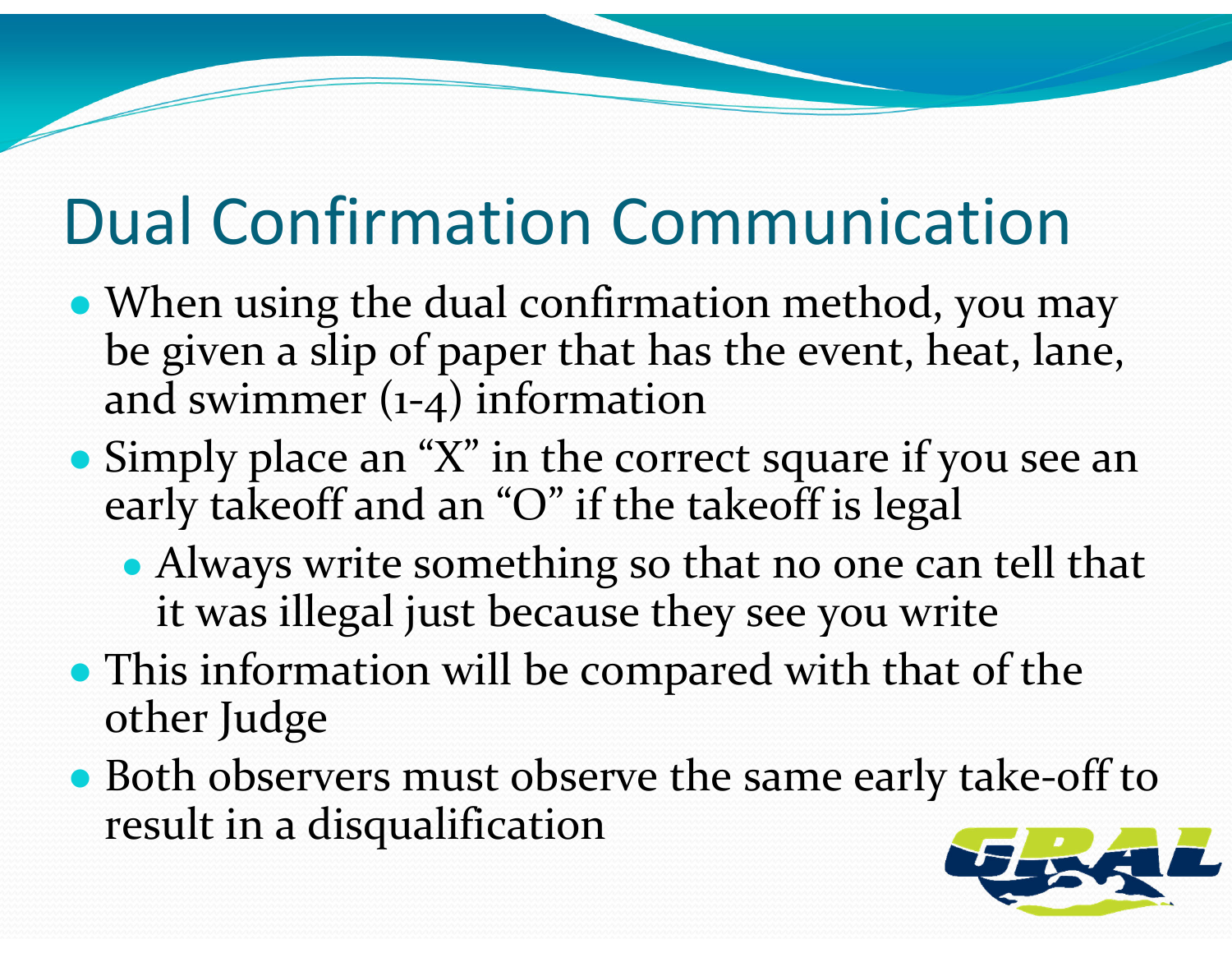# Dual Confirmation Communication

- When using the dual confirmation method, you may be given a slip of paper that has the event, heat, lane, and swimmer (1-4) information
- Simply place an "X" in the correct square if you see an early takeoff and an "O" if the takeoff is legal
  - Always write something so that no one can tell that it was illegal just because they see you write
- This information will be compared with that of the other Judge
- Both observers must observe the same early take-off to result in a disqualification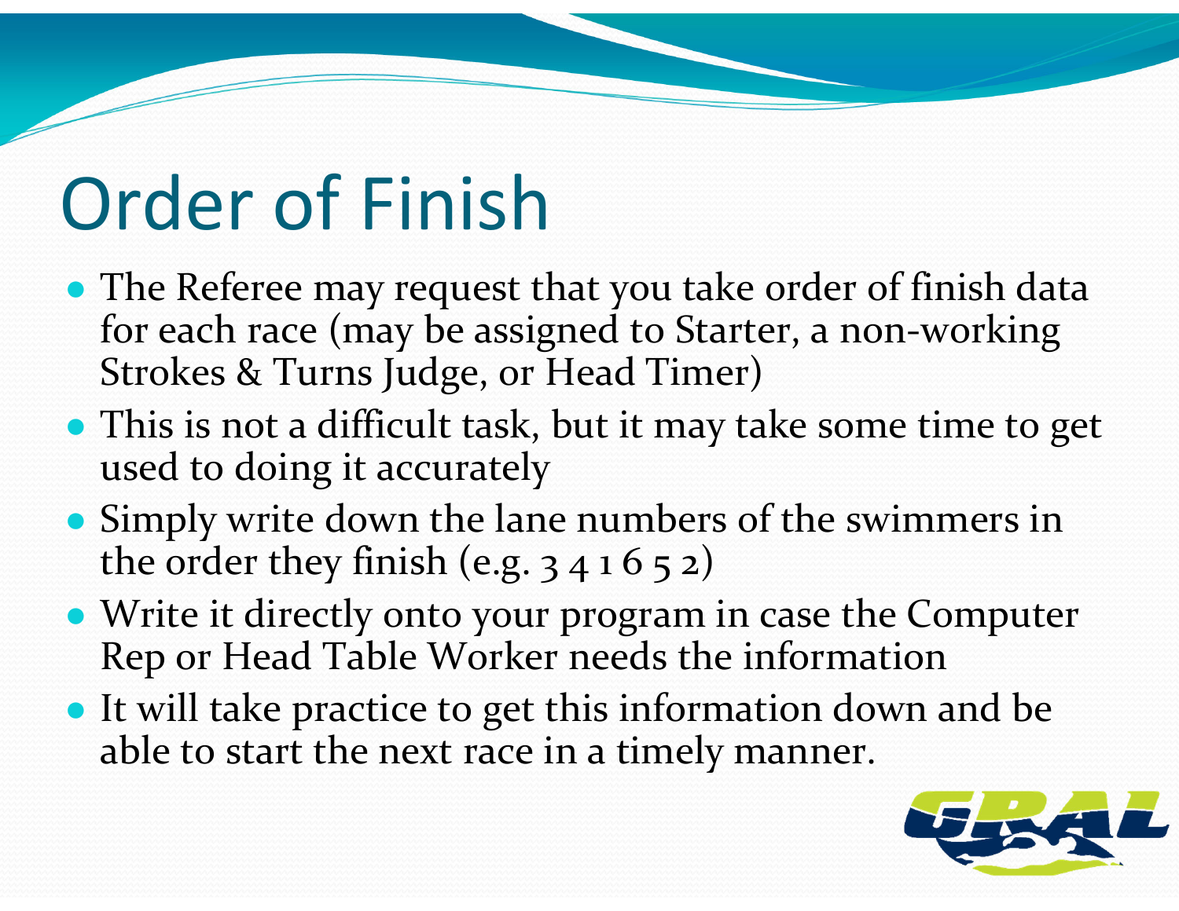# Order of Finish

- The Referee may request that you take order of finish data for each race (may be assigned to Starter, a non-working Strokes & Turns Judge, or Head Timer)
- This is not a difficult task, but it may take some time to get used to doing it accurately
- Simply write down the lane numbers of the swimmers in the order they finish (e.g. 3 4 1 6 5 2)
- Write it directly onto your program in case the Computer Rep or Head Table Worker needs the information
- It will take practice to get this information down and be able to start the next race in a timely manner.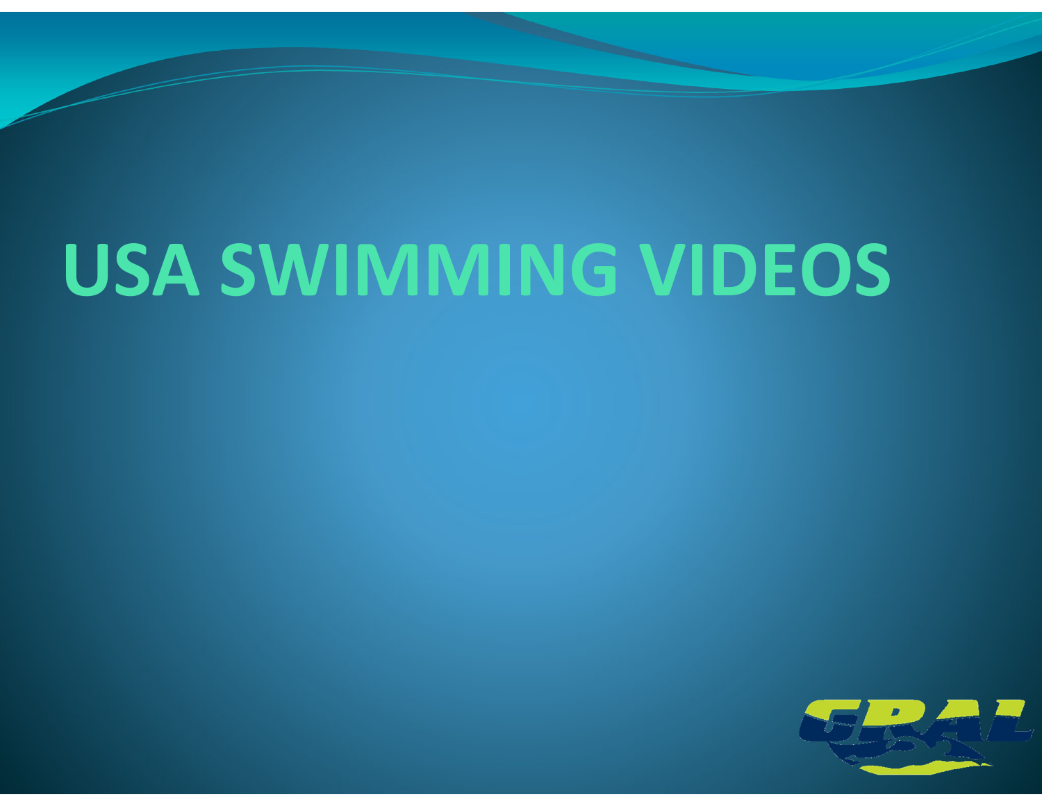# USA SWIMMING VIDEOS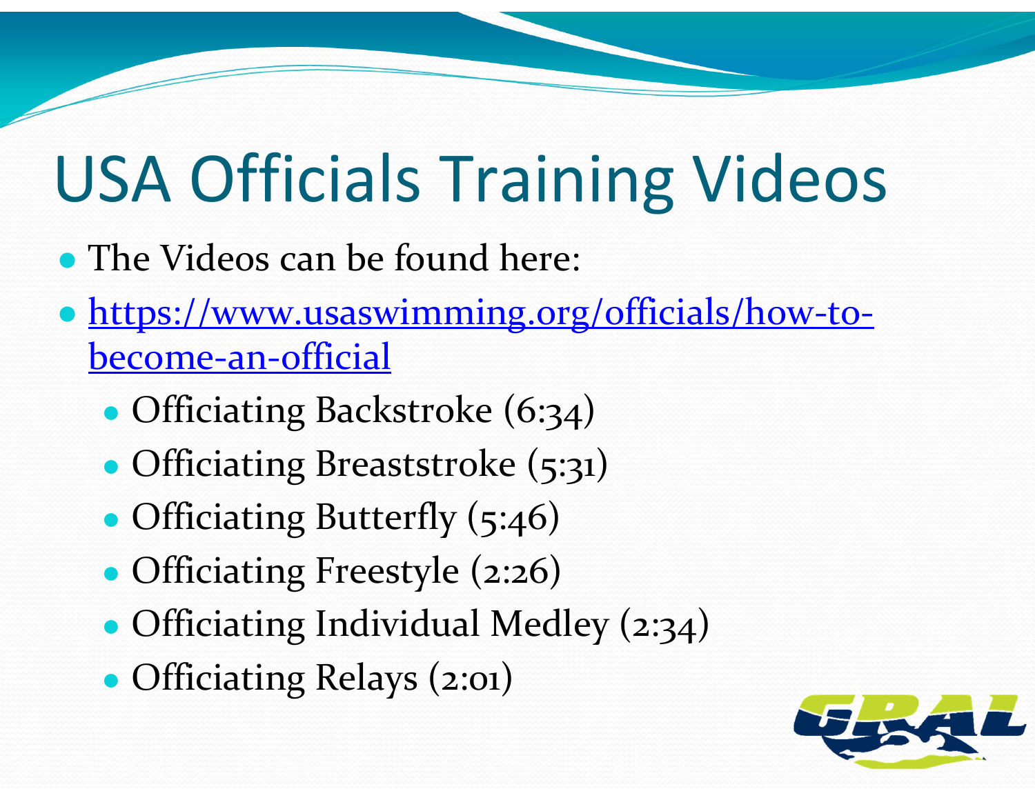# USA Officials Training Videos

- The Videos can be found here:
- [https://www.usaswimming.org/officials/how-to-become-an-official](https://www.usaswimming.org/officials/how-to-become-an-official)
  - Officiating Backstroke (6:34)
  - Officiating Breaststroke (5:31)
  - Officiating Butterfly (5:46)
  - Officiating Freestyle (2:26)
  - Officiating Individual Medley (2:34)
  - Officiating Relays (2:01)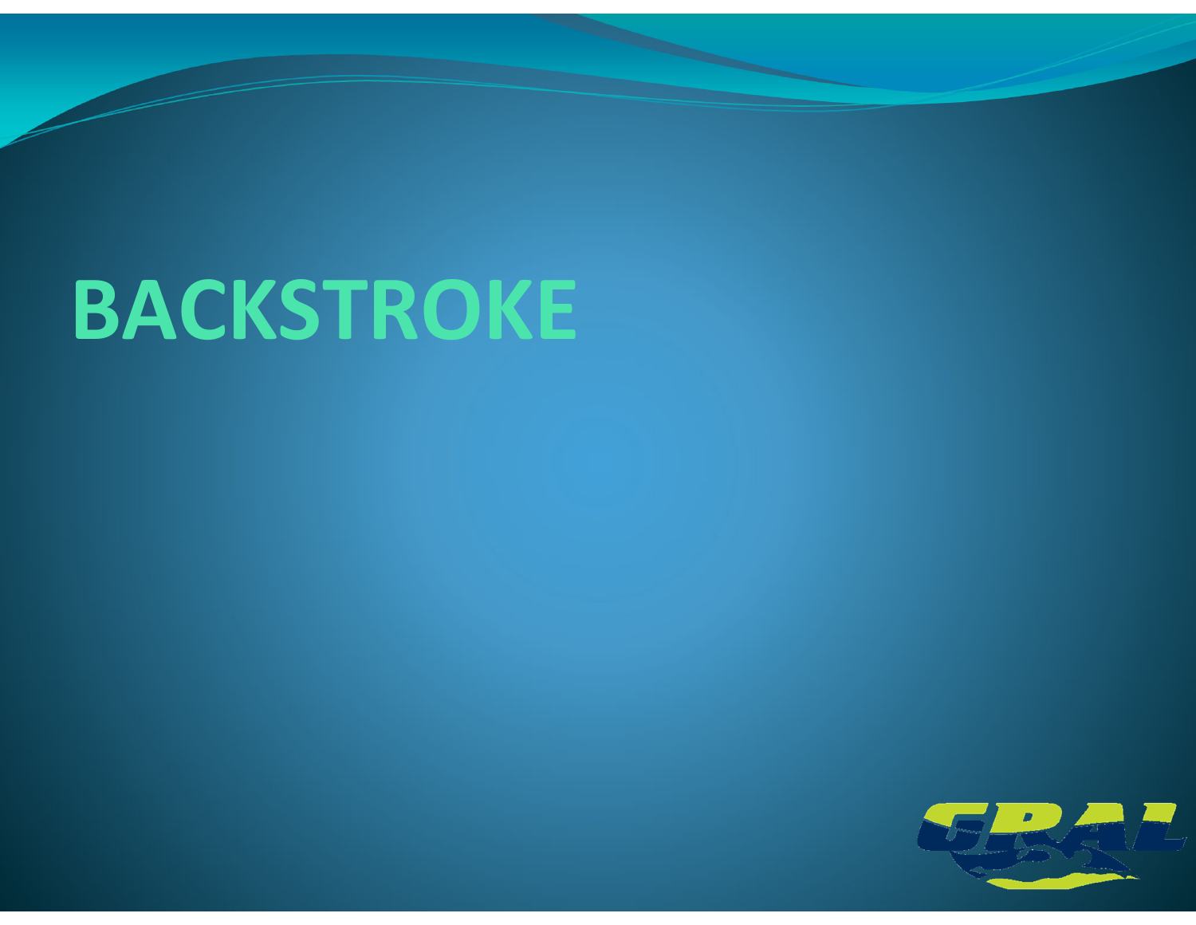# BACKSTROKE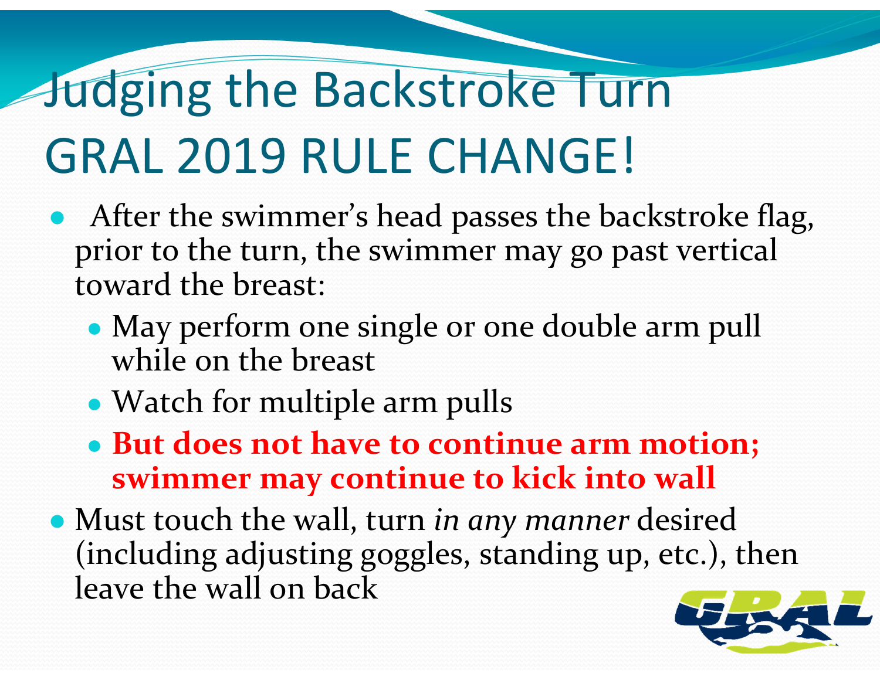# Judging the Backstroke Turn GRAL 2019 RULE CHANGE!

- After the swimmer's head passes the backstroke flag, prior to the turn, the swimmer may go past vertical toward the breast:
  - May perform one single or one double arm pull while on the breast
  - Watch for multiple arm pulls
  - **But does not have to continue arm motion; swimmer may continue to kick into wall**
- Must touch the wall, turn *in any manner* desired (including adjusting goggles, standing up, etc.), then leave the wall on back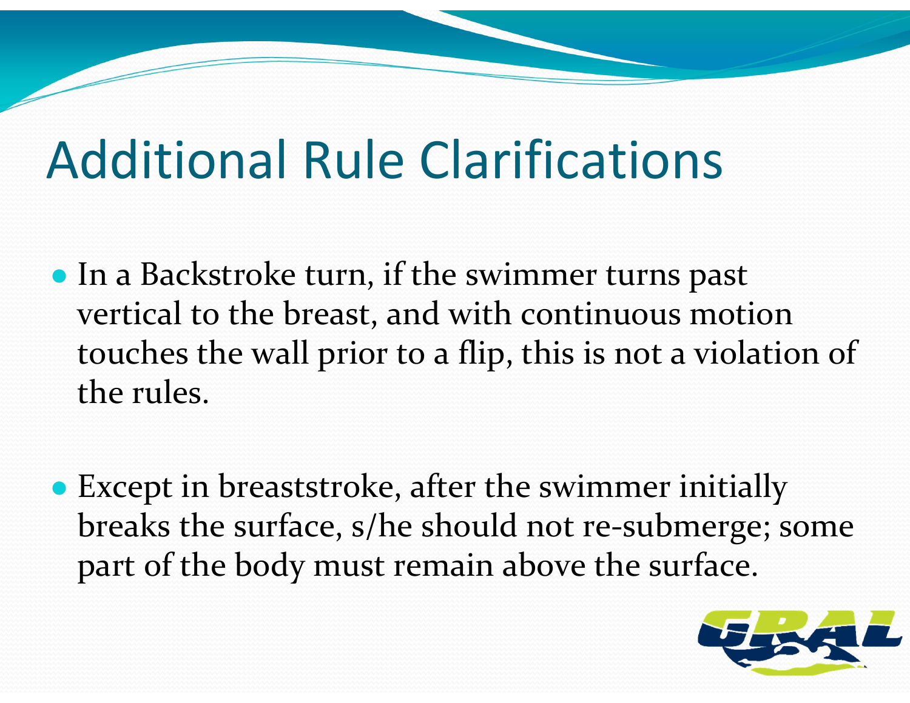# Additional Rule Clarifications

- In a Backstroke turn, if the swimmer turns past vertical to the breast, and with continuous motion touches the wall prior to a flip, this is not a violation of the rules.

- Except in breaststroke, after the swimmer initially breaks the surface, s/he should not re-submerge; some part of the body must remain above the surface.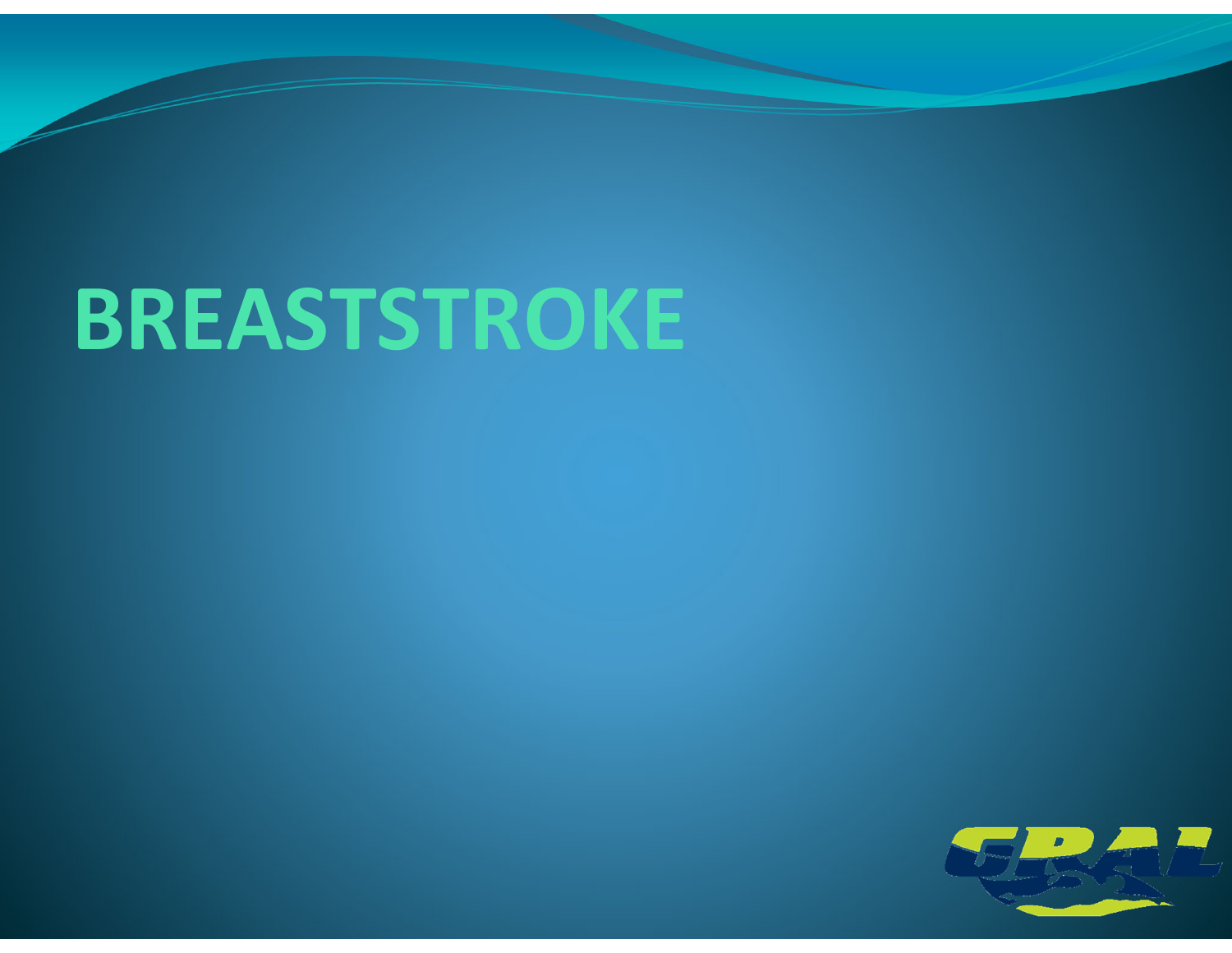# BREASTSTROKE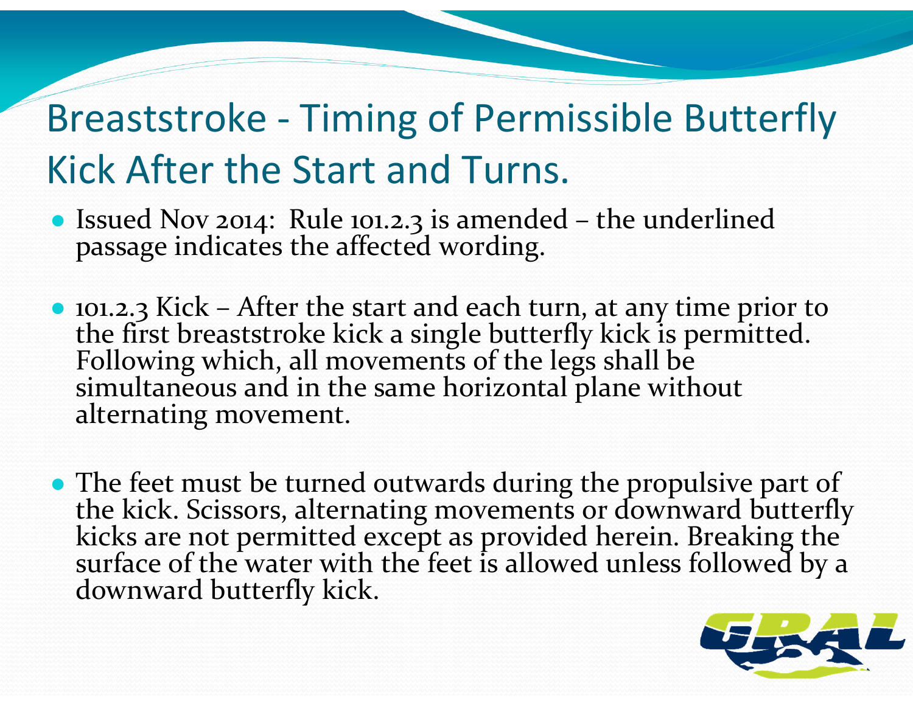# Breaststroke - Timing of Permissible Butterfly Kick After the Start and Turns.

- Issued Nov 2014: Rule 101.2.3 is amended – the underlined passage indicates the affected wording.
- 101.2.3 Kick – After the start and each turn, at any time prior to the first breaststroke kick a single butterfly kick is permitted. Following which, all movements of the legs shall be simultaneous and in the same horizontal plane without alternating movement.
- The feet must be turned outwards during the propulsive part of the kick. Scissors, alternating movements or downward butterfly kicks are not permitted except as provided herein. Breaking the surface of the water with the feet is allowed unless followed by a downward butterfly kick.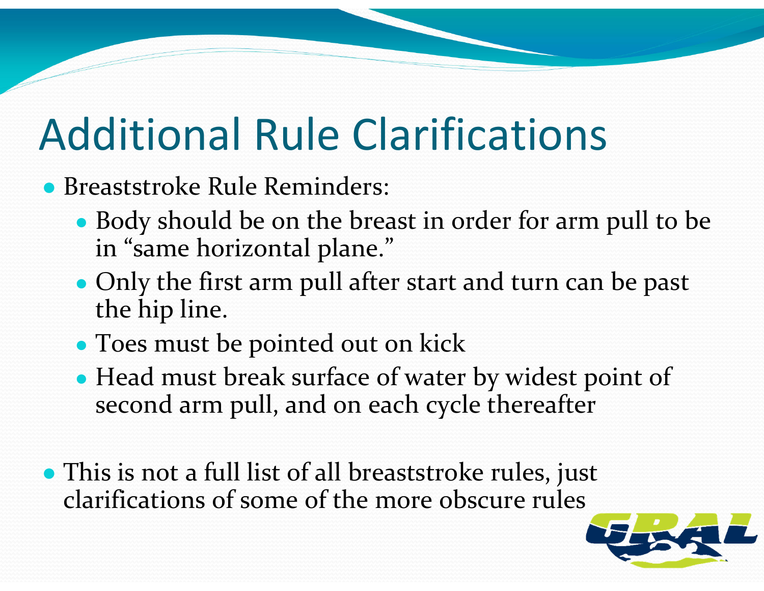# Additional Rule Clarifications

- Breaststroke Rule Reminders:
  - Body should be on the breast in order for arm pull to be in "same horizontal plane."
  - Only the first arm pull after start and turn can be past the hip line.
  - Toes must be pointed out on kick
  - Head must break surface of water by widest point of second arm pull, and on each cycle thereafter

- This is not a full list of all breaststroke rules, just clarifications of some of the more obscure rules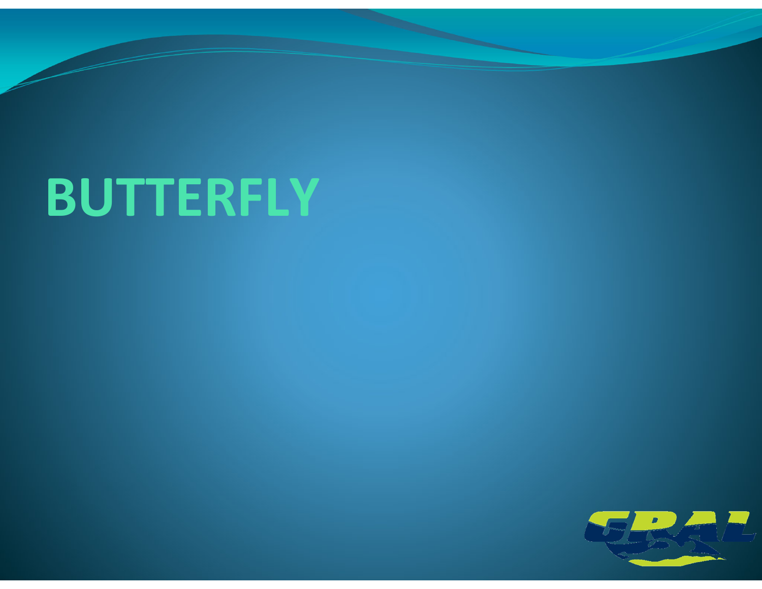# BUTTERFLY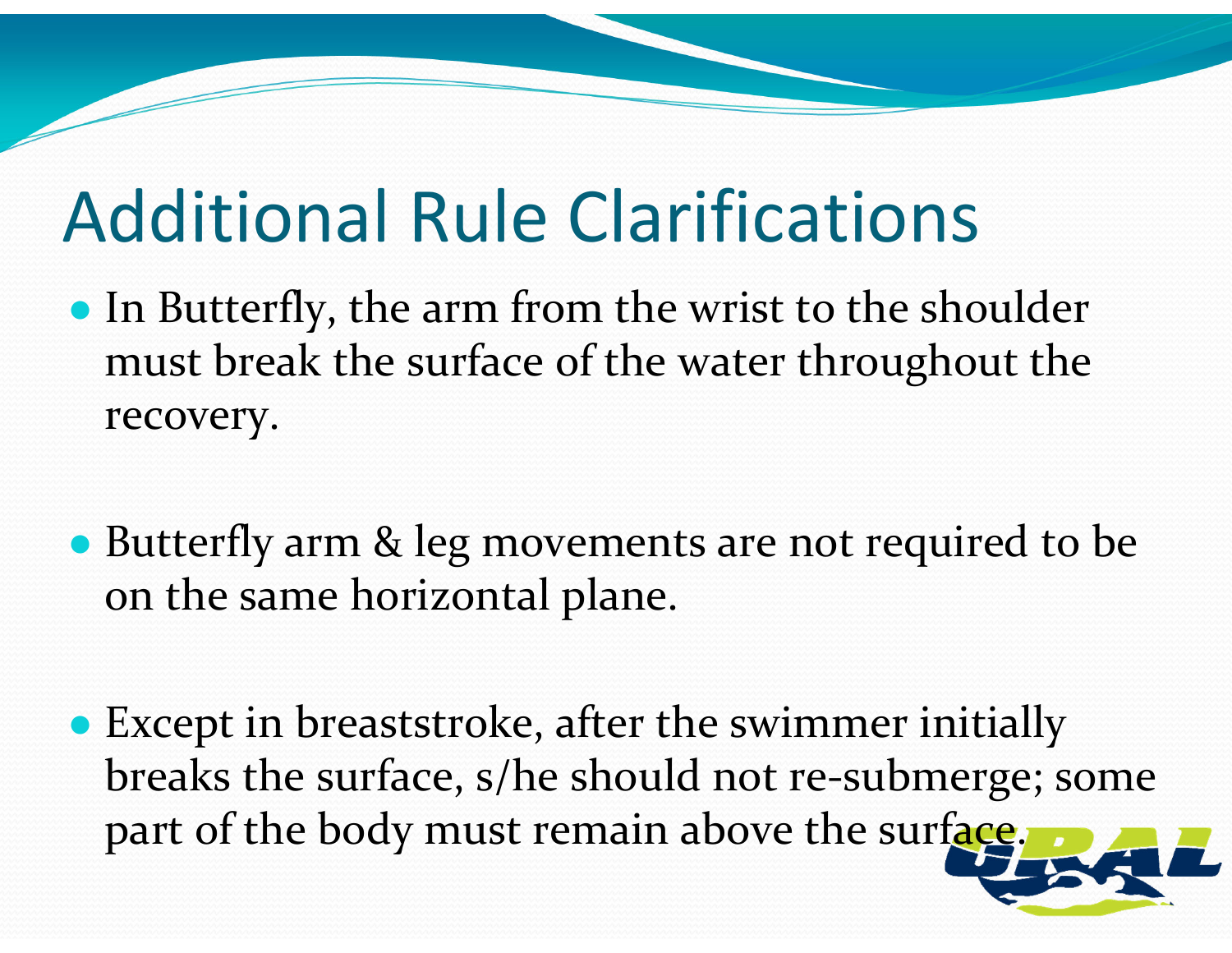# Additional Rule Clarifications

- In Butterfly, the arm from the wrist to the shoulder must break the surface of the water throughout the recovery.
- Butterfly arm & leg movements are not required to be on the same horizontal plane.
- Except in breaststroke, after the swimmer initially breaks the surface, s/he should not re-submerge; some part of the body must remain above the surface.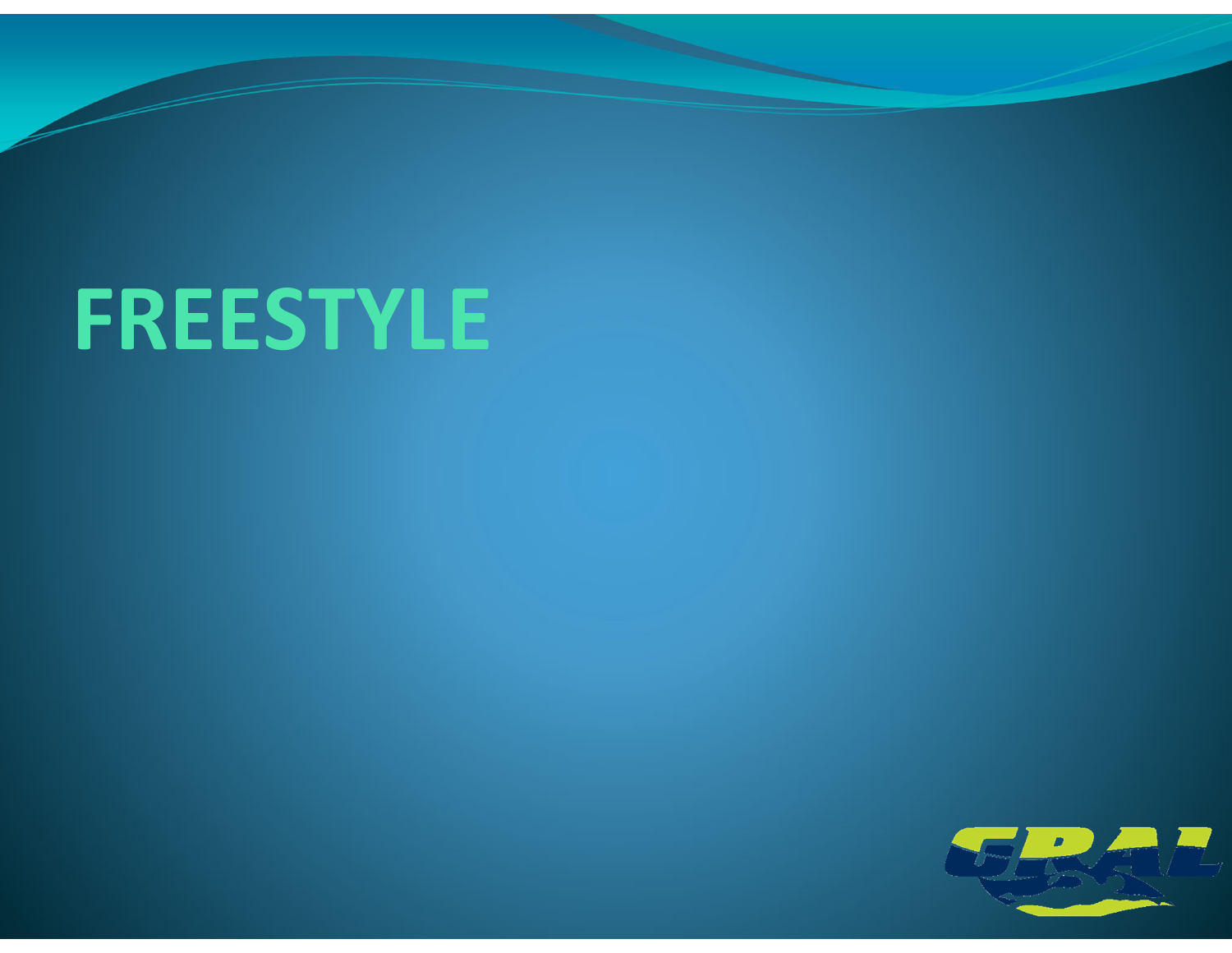# FREESTYLE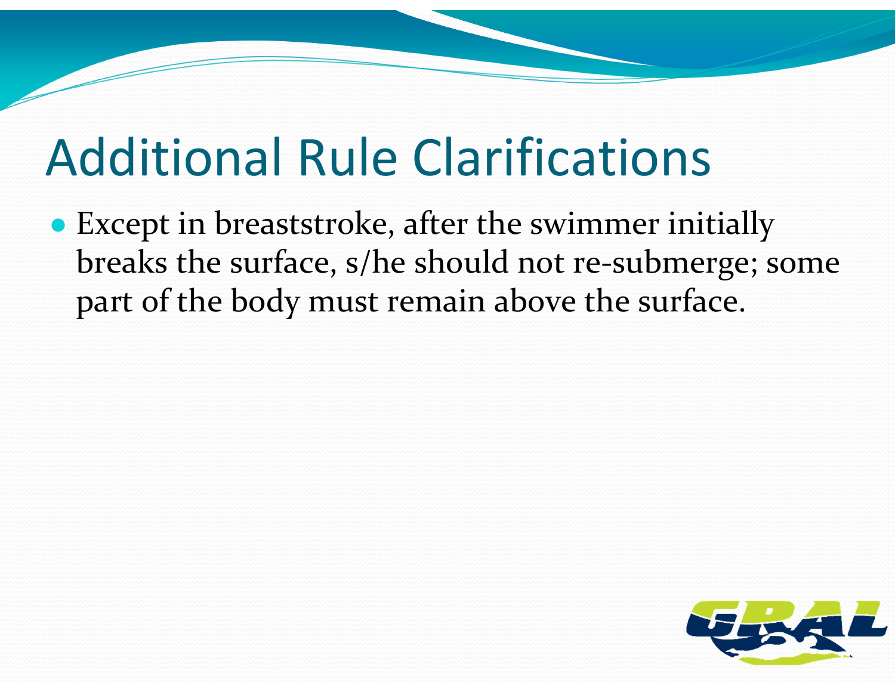# Additional Rule Clarifications

- Except in breaststroke, after the swimmer initially breaks the surface, s/he should not re-submerge; some part of the body must remain above the surface.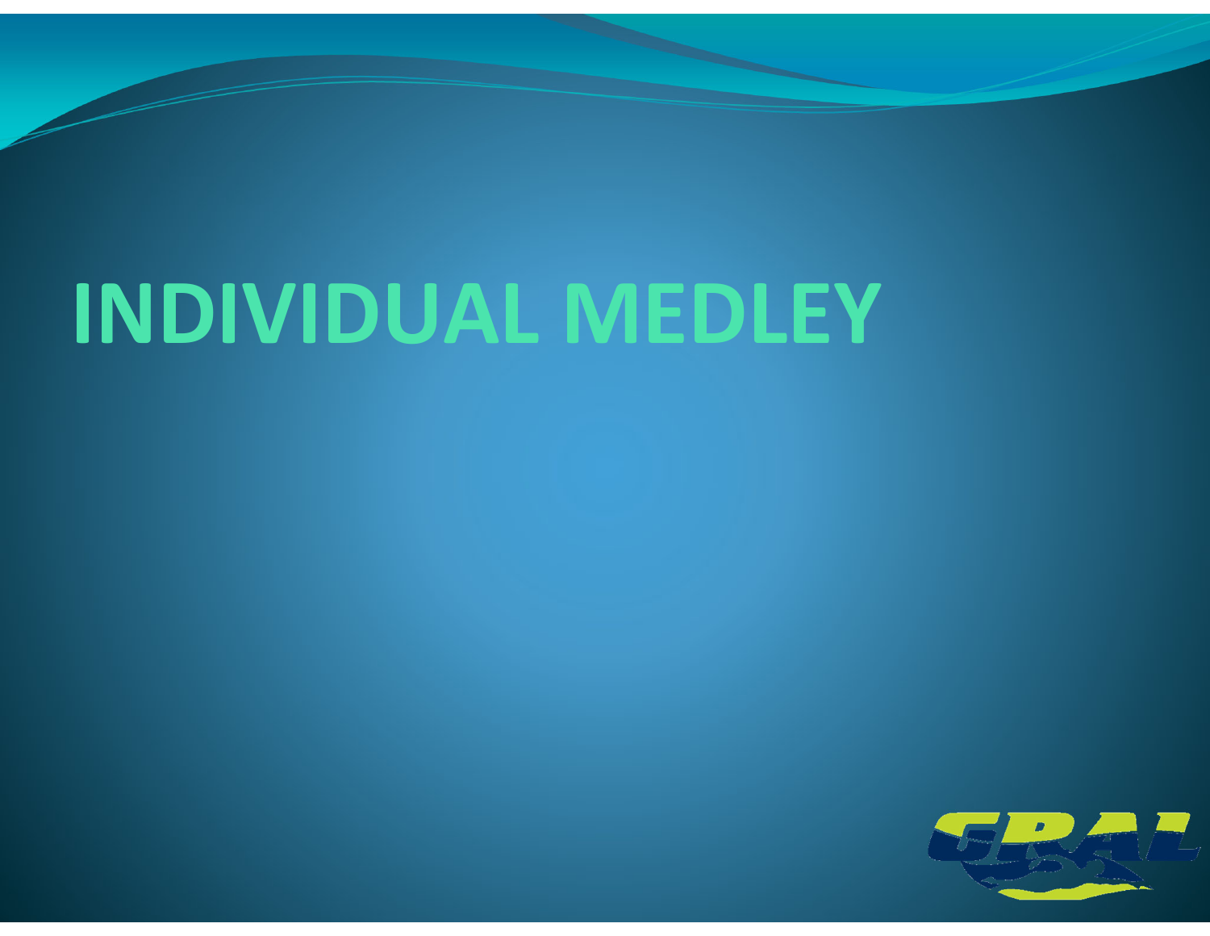# INDIVIDUAL MEDLEY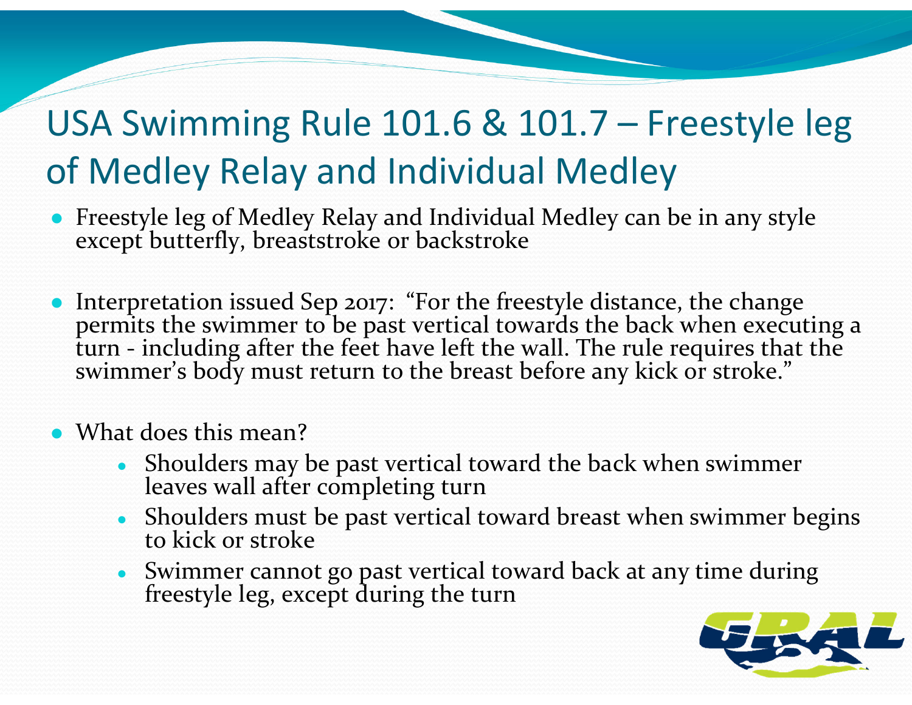# USA Swimming Rule 101.6 & 101.7 – Freestyle leg of Medley Relay and Individual Medley

- Freestyle leg of Medley Relay and Individual Medley can be in any style except butterfly, breaststroke or backstroke
- Interpretation issued Sep 2017: "For the freestyle distance, the change permits the swimmer to be past vertical towards the back when executing a turn - including after the feet have left the wall. The rule requires that the swimmer's body must return to the breast before any kick or stroke."
- What does this mean?
  - Shoulders may be past vertical toward the back when swimmer leaves wall after completing turn
  - Shoulders must be past vertical toward breast when swimmer begins to kick or stroke
  - Swimmer cannot go past vertical toward back at any time during freestyle leg, except during the turn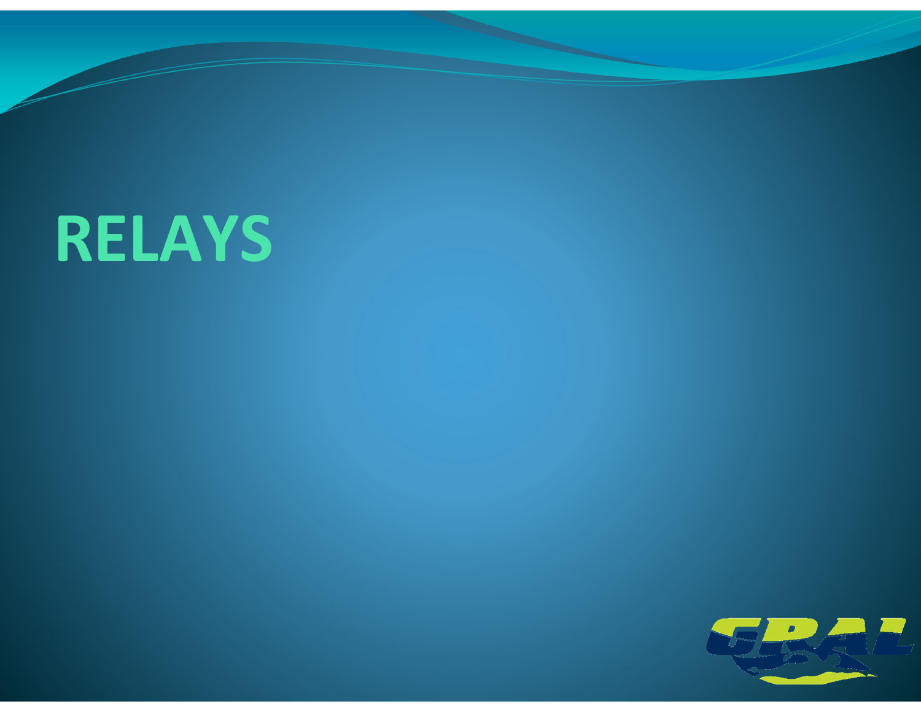# RELAYS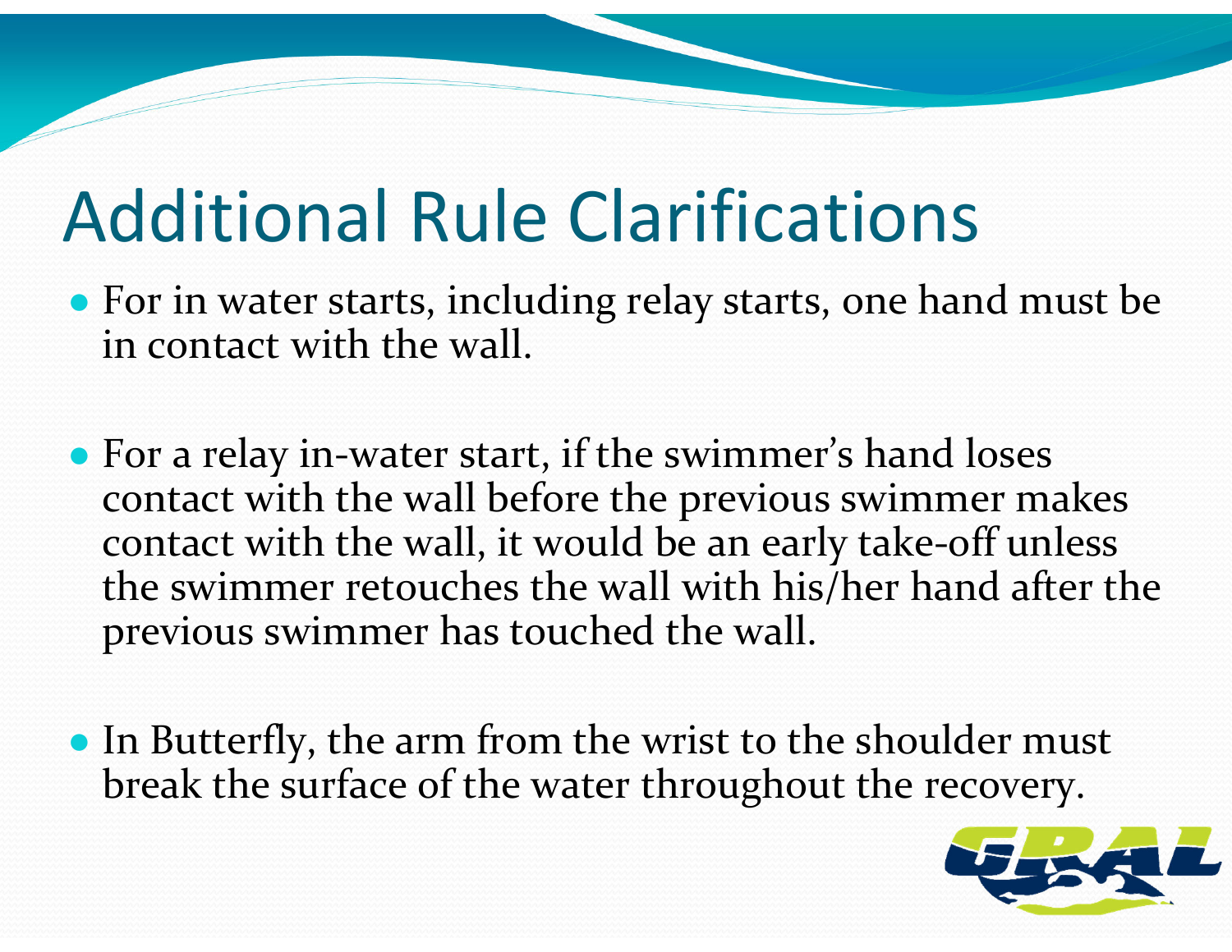# Additional Rule Clarifications

- For in water starts, including relay starts, one hand must be in contact with the wall.

- For a relay in-water start, if the swimmer's hand loses contact with the wall before the previous swimmer makes contact with the wall, it would be an early take-off unless the swimmer retouches the wall with his/her hand after the previous swimmer has touched the wall.

- In Butterfly, the arm from the wrist to the shoulder must break the surface of the water throughout the recovery.